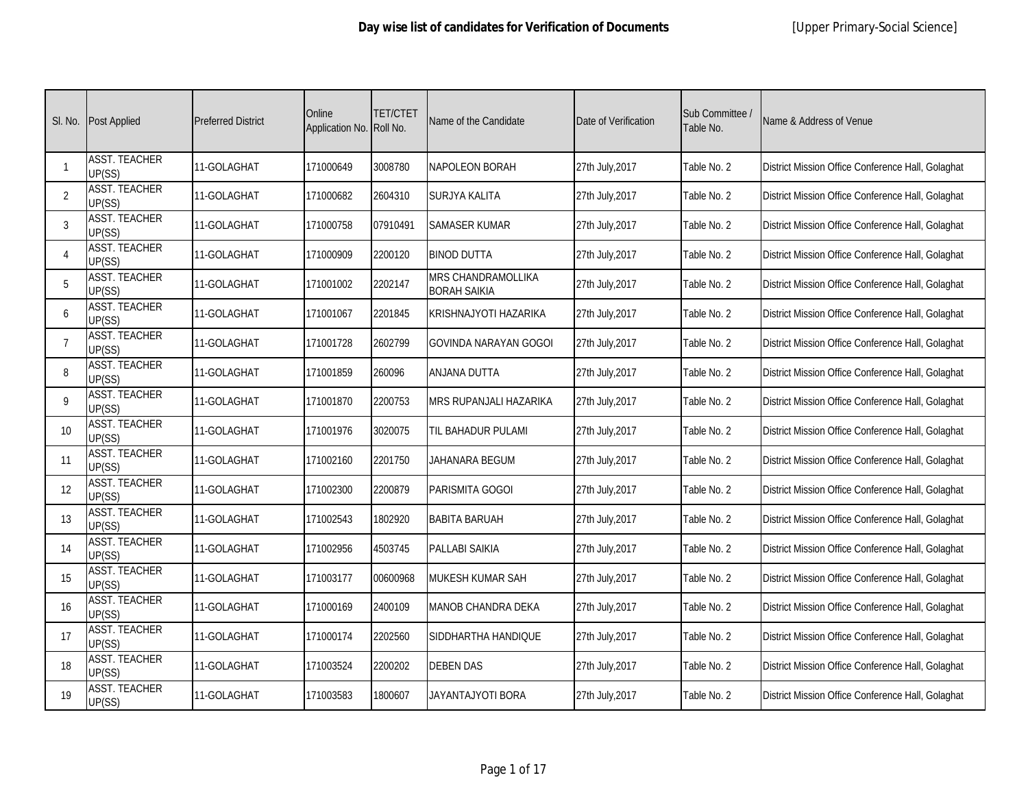# Day wise list of candidates for Verification of Documents

[Upper Primary-Social Science]

| Sl. No. | Post Applied | Preferred District | Online Application No. | TET/CTET Roll No. | Name of the Candidate | Date of Verification | Sub Committee / Table No. | Name & Address of Venue |
|---|---|---|---|---|---|---|---|---|
| 1 | ASST. TEACHER UP(SS) | 11-GOLAGHAT | 171000649 | 3008780 | NAPOLEON BORAH | 27th July,2017 | Table No. 2 | District Mission Office Conference Hall, Golaghat |
| 2 | ASST. TEACHER UP(SS) | 11-GOLAGHAT | 171000682 | 2604310 | SURJYA KALITA | 27th July,2017 | Table No. 2 | District Mission Office Conference Hall, Golaghat |
| 3 | ASST. TEACHER UP(SS) | 11-GOLAGHAT | 171000758 | 07910491 | SAMASER KUMAR | 27th July,2017 | Table No. 2 | District Mission Office Conference Hall, Golaghat |
| 4 | ASST. TEACHER UP(SS) | 11-GOLAGHAT | 171000909 | 2200120 | BINOD DUTTA | 27th July,2017 | Table No. 2 | District Mission Office Conference Hall, Golaghat |
| 5 | ASST. TEACHER UP(SS) | 11-GOLAGHAT | 171001002 | 2202147 | MRS CHANDRAMOLLIKA BORAH SAIKIA | 27th July,2017 | Table No. 2 | District Mission Office Conference Hall, Golaghat |
| 6 | ASST. TEACHER UP(SS) | 11-GOLAGHAT | 171001067 | 2201845 | KRISHNAJYOTI HAZARIKA | 27th July,2017 | Table No. 2 | District Mission Office Conference Hall, Golaghat |
| 7 | ASST. TEACHER UP(SS) | 11-GOLAGHAT | 171001728 | 2602799 | GOVINDA NARAYAN GOGOI | 27th July,2017 | Table No. 2 | District Mission Office Conference Hall, Golaghat |
| 8 | ASST. TEACHER UP(SS) | 11-GOLAGHAT | 171001859 | 260096 | ANJANA DUTTA | 27th July,2017 | Table No. 2 | District Mission Office Conference Hall, Golaghat |
| 9 | ASST. TEACHER UP(SS) | 11-GOLAGHAT | 171001870 | 2200753 | MRS RUPANJALI HAZARIKA | 27th July,2017 | Table No. 2 | District Mission Office Conference Hall, Golaghat |
| 10 | ASST. TEACHER UP(SS) | 11-GOLAGHAT | 171001976 | 3020075 | TIL BAHADUR PULAMI | 27th July,2017 | Table No. 2 | District Mission Office Conference Hall, Golaghat |
| 11 | ASST. TEACHER UP(SS) | 11-GOLAGHAT | 171002160 | 2201750 | JAHANARA BEGUM | 27th July,2017 | Table No. 2 | District Mission Office Conference Hall, Golaghat |
| 12 | ASST. TEACHER UP(SS) | 11-GOLAGHAT | 171002300 | 2200879 | PARISMITA GOGOI | 27th July,2017 | Table No. 2 | District Mission Office Conference Hall, Golaghat |
| 13 | ASST. TEACHER UP(SS) | 11-GOLAGHAT | 171002543 | 1802920 | BABITA BARUAH | 27th July,2017 | Table No. 2 | District Mission Office Conference Hall, Golaghat |
| 14 | ASST. TEACHER UP(SS) | 11-GOLAGHAT | 171002956 | 4503745 | PALLABI SAIKIA | 27th July,2017 | Table No. 2 | District Mission Office Conference Hall, Golaghat |
| 15 | ASST. TEACHER UP(SS) | 11-GOLAGHAT | 171003177 | 00600968 | MUKESH KUMAR SAH | 27th July,2017 | Table No. 2 | District Mission Office Conference Hall, Golaghat |
| 16 | ASST. TEACHER UP(SS) | 11-GOLAGHAT | 171000169 | 2400109 | MANOB CHANDRA DEKA | 27th July,2017 | Table No. 2 | District Mission Office Conference Hall, Golaghat |
| 17 | ASST. TEACHER UP(SS) | 11-GOLAGHAT | 171000174 | 2202560 | SIDDHARTHA HANDIQUE | 27th July,2017 | Table No. 2 | District Mission Office Conference Hall, Golaghat |
| 18 | ASST. TEACHER UP(SS) | 11-GOLAGHAT | 171003524 | 2200202 | DEBEN DAS | 27th July,2017 | Table No. 2 | District Mission Office Conference Hall, Golaghat |
| 19 | ASST. TEACHER UP(SS) | 11-GOLAGHAT | 171003583 | 1800607 | JAYANTAJYOTI BORA | 27th July,2017 | Table No. 2 | District Mission Office Conference Hall, Golaghat |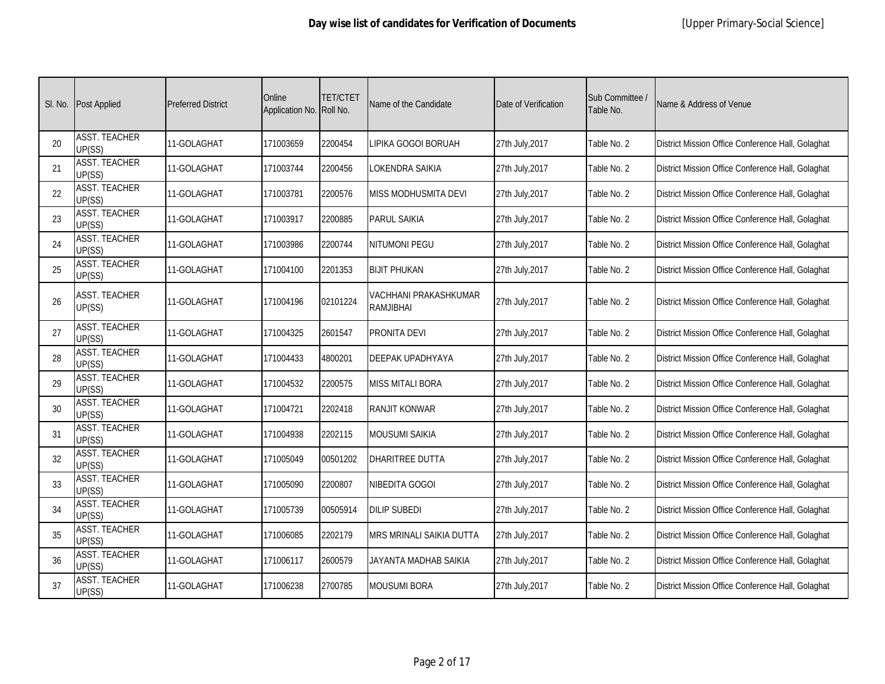# Day wise list of candidates for Verification of Documents

[Upper Primary-Social Science]

| Sl. No. | Post Applied | Preferred District | Online Application No. | TET/CTET Roll No. | Name of the Candidate | Date of Verification | Sub Committee / Table No. | Name & Address of Venue |
|---|---|---|---|---|---|---|---|---|
| 20 | ASST. TEACHER UP(SS) | 11-GOLAGHAT | 171003659 | 2200454 | LIPIKA GOGOI BORUAH | 27th July,2017 | Table No. 2 | District Mission Office Conference Hall, Golaghat |
| 21 | ASST. TEACHER UP(SS) | 11-GOLAGHAT | 171003744 | 2200456 | LOKENDRA SAIKIA | 27th July,2017 | Table No. 2 | District Mission Office Conference Hall, Golaghat |
| 22 | ASST. TEACHER UP(SS) | 11-GOLAGHAT | 171003781 | 2200576 | MISS MODHUSMITA DEVI | 27th July,2017 | Table No. 2 | District Mission Office Conference Hall, Golaghat |
| 23 | ASST. TEACHER UP(SS) | 11-GOLAGHAT | 171003917 | 2200885 | PARUL SAIKIA | 27th July,2017 | Table No. 2 | District Mission Office Conference Hall, Golaghat |
| 24 | ASST. TEACHER UP(SS) | 11-GOLAGHAT | 171003986 | 2200744 | NITUMONI PEGU | 27th July,2017 | Table No. 2 | District Mission Office Conference Hall, Golaghat |
| 25 | ASST. TEACHER UP(SS) | 11-GOLAGHAT | 171004100 | 2201353 | BIJIT PHUKAN | 27th July,2017 | Table No. 2 | District Mission Office Conference Hall, Golaghat |
| 26 | ASST. TEACHER UP(SS) | 11-GOLAGHAT | 171004196 | 02101224 | VACHHANI PRAKASHKUMAR RAMJIBHAI | 27th July,2017 | Table No. 2 | District Mission Office Conference Hall, Golaghat |
| 27 | ASST. TEACHER UP(SS) | 11-GOLAGHAT | 171004325 | 2601547 | PRONITA DEVI | 27th July,2017 | Table No. 2 | District Mission Office Conference Hall, Golaghat |
| 28 | ASST. TEACHER UP(SS) | 11-GOLAGHAT | 171004433 | 4800201 | DEEPAK UPADHYAYA | 27th July,2017 | Table No. 2 | District Mission Office Conference Hall, Golaghat |
| 29 | ASST. TEACHER UP(SS) | 11-GOLAGHAT | 171004532 | 2200575 | MISS MITALI BORA | 27th July,2017 | Table No. 2 | District Mission Office Conference Hall, Golaghat |
| 30 | ASST. TEACHER UP(SS) | 11-GOLAGHAT | 171004721 | 2202418 | RANJIT KONWAR | 27th July,2017 | Table No. 2 | District Mission Office Conference Hall, Golaghat |
| 31 | ASST. TEACHER UP(SS) | 11-GOLAGHAT | 171004938 | 2202115 | MOUSUMI SAIKIA | 27th July,2017 | Table No. 2 | District Mission Office Conference Hall, Golaghat |
| 32 | ASST. TEACHER UP(SS) | 11-GOLAGHAT | 171005049 | 00501202 | DHARITREE DUTTA | 27th July,2017 | Table No. 2 | District Mission Office Conference Hall, Golaghat |
| 33 | ASST. TEACHER UP(SS) | 11-GOLAGHAT | 171005090 | 2200807 | NIBEDITA GOGOI | 27th July,2017 | Table No. 2 | District Mission Office Conference Hall, Golaghat |
| 34 | ASST. TEACHER UP(SS) | 11-GOLAGHAT | 171005739 | 00505914 | DILIP SUBEDI | 27th July,2017 | Table No. 2 | District Mission Office Conference Hall, Golaghat |
| 35 | ASST. TEACHER UP(SS) | 11-GOLAGHAT | 171006085 | 2202179 | MRS MRINALI SAIKIA DUTTA | 27th July,2017 | Table No. 2 | District Mission Office Conference Hall, Golaghat |
| 36 | ASST. TEACHER UP(SS) | 11-GOLAGHAT | 171006117 | 2600579 | JAYANTA MADHAB SAIKIA | 27th July,2017 | Table No. 2 | District Mission Office Conference Hall, Golaghat |
| 37 | ASST. TEACHER UP(SS) | 11-GOLAGHAT | 171006238 | 2700785 | MOUSUMI BORA | 27th July,2017 | Table No. 2 | District Mission Office Conference Hall, Golaghat |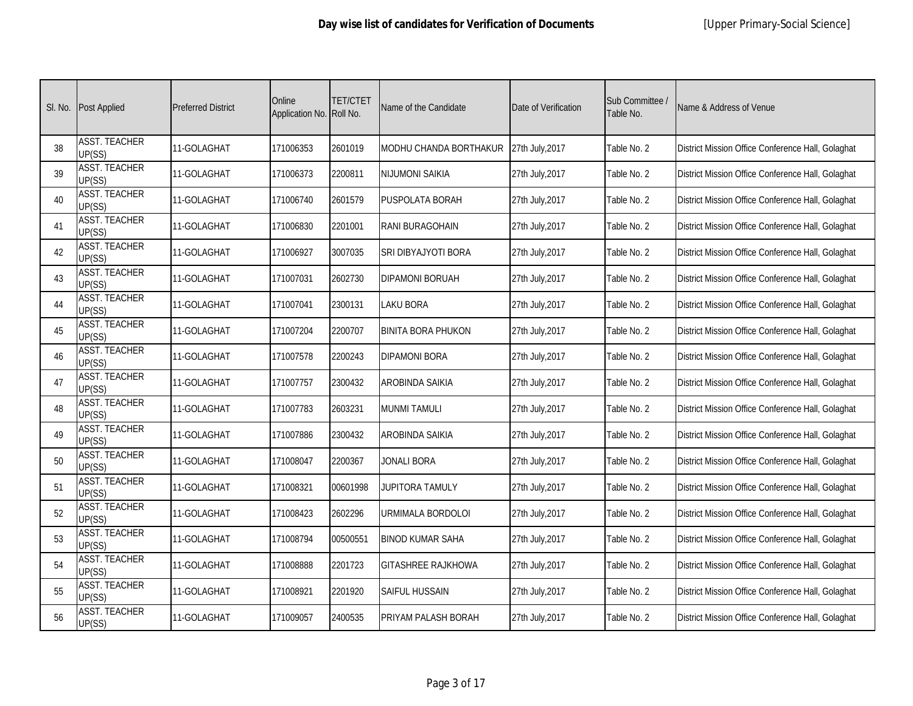**Day wise list of candidates for Verification of Documents** [Upper Primary-Social Science]

| Sl. No. | Post Applied | Preferred District | Online Application No. | TET/CTET Roll No. | Name of the Candidate | Date of Verification | Sub Committee / Table No. | Name & Address of Venue |
|---|---|---|---|---|---|---|---|---|
| 38 | ASST. TEACHER UP(SS) | 11-GOLAGHAT | 171006353 | 2601019 | MODHU CHANDA BORTHAKUR | 27th July,2017 | Table No. 2 | District Mission Office Conference Hall, Golaghat |
| 39 | ASST. TEACHER UP(SS) | 11-GOLAGHAT | 171006373 | 2200811 | NIJUMONI SAIKIA | 27th July,2017 | Table No. 2 | District Mission Office Conference Hall, Golaghat |
| 40 | ASST. TEACHER UP(SS) | 11-GOLAGHAT | 171006740 | 2601579 | PUSPOLATA BORAH | 27th July,2017 | Table No. 2 | District Mission Office Conference Hall, Golaghat |
| 41 | ASST. TEACHER UP(SS) | 11-GOLAGHAT | 171006830 | 2201001 | RANI BURAGOHAIN | 27th July,2017 | Table No. 2 | District Mission Office Conference Hall, Golaghat |
| 42 | ASST. TEACHER UP(SS) | 11-GOLAGHAT | 171006927 | 3007035 | SRI DIBYAJYOTI BORA | 27th July,2017 | Table No. 2 | District Mission Office Conference Hall, Golaghat |
| 43 | ASST. TEACHER UP(SS) | 11-GOLAGHAT | 171007031 | 2602730 | DIPAMONI BORUAH | 27th July,2017 | Table No. 2 | District Mission Office Conference Hall, Golaghat |
| 44 | ASST. TEACHER UP(SS) | 11-GOLAGHAT | 171007041 | 2300131 | LAKU BORA | 27th July,2017 | Table No. 2 | District Mission Office Conference Hall, Golaghat |
| 45 | ASST. TEACHER UP(SS) | 11-GOLAGHAT | 171007204 | 2200707 | BINITA BORA PHUKON | 27th July,2017 | Table No. 2 | District Mission Office Conference Hall, Golaghat |
| 46 | ASST. TEACHER UP(SS) | 11-GOLAGHAT | 171007578 | 2200243 | DIPAMONI BORA | 27th July,2017 | Table No. 2 | District Mission Office Conference Hall, Golaghat |
| 47 | ASST. TEACHER UP(SS) | 11-GOLAGHAT | 171007757 | 2300432 | AROBINDA SAIKIA | 27th July,2017 | Table No. 2 | District Mission Office Conference Hall, Golaghat |
| 48 | ASST. TEACHER UP(SS) | 11-GOLAGHAT | 171007783 | 2603231 | MUNMI TAMULI | 27th July,2017 | Table No. 2 | District Mission Office Conference Hall, Golaghat |
| 49 | ASST. TEACHER UP(SS) | 11-GOLAGHAT | 171007886 | 2300432 | AROBINDA SAIKIA | 27th July,2017 | Table No. 2 | District Mission Office Conference Hall, Golaghat |
| 50 | ASST. TEACHER UP(SS) | 11-GOLAGHAT | 171008047 | 2200367 | JONALI BORA | 27th July,2017 | Table No. 2 | District Mission Office Conference Hall, Golaghat |
| 51 | ASST. TEACHER UP(SS) | 11-GOLAGHAT | 171008321 | 00601998 | JUPITORA TAMULY | 27th July,2017 | Table No. 2 | District Mission Office Conference Hall, Golaghat |
| 52 | ASST. TEACHER UP(SS) | 11-GOLAGHAT | 171008423 | 2602296 | URMIMALA BORDOLOI | 27th July,2017 | Table No. 2 | District Mission Office Conference Hall, Golaghat |
| 53 | ASST. TEACHER UP(SS) | 11-GOLAGHAT | 171008794 | 00500551 | BINOD KUMAR SAHA | 27th July,2017 | Table No. 2 | District Mission Office Conference Hall, Golaghat |
| 54 | ASST. TEACHER UP(SS) | 11-GOLAGHAT | 171008888 | 2201723 | GITASHREE RAJKHOWA | 27th July,2017 | Table No. 2 | District Mission Office Conference Hall, Golaghat |
| 55 | ASST. TEACHER UP(SS) | 11-GOLAGHAT | 171008921 | 2201920 | SAIFUL HUSSAIN | 27th July,2017 | Table No. 2 | District Mission Office Conference Hall, Golaghat |
| 56 | ASST. TEACHER UP(SS) | 11-GOLAGHAT | 171009057 | 2400535 | PRIYAM PALASH BORAH | 27th July,2017 | Table No. 2 | District Mission Office Conference Hall, Golaghat |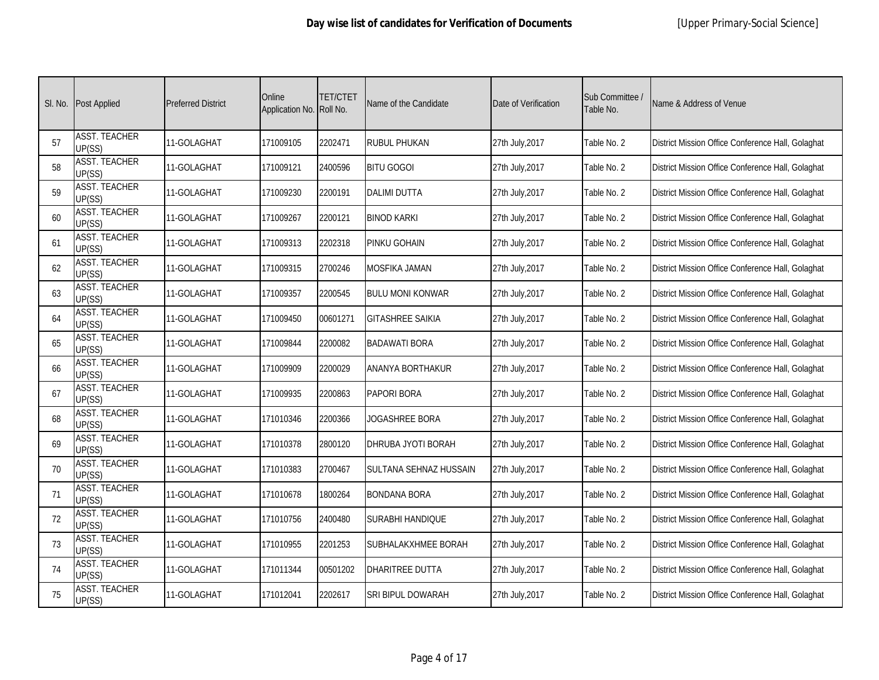## Day wise list of candidates for Verification of Documents

[Upper Primary-Social Science]

| Sl. No. | Post Applied | Preferred District | Online Application No. | TET/CTET Roll No. | Name of the Candidate | Date of Verification | Sub Committee / Table No. | Name & Address of Venue |
|---|---|---|---|---|---|---|---|---|
| 57 | ASST. TEACHER UP(SS) | 11-GOLAGHAT | 171009105 | 2202471 | RUBUL PHUKAN | 27th July,2017 | Table No. 2 | District Mission Office Conference Hall, Golaghat |
| 58 | ASST. TEACHER UP(SS) | 11-GOLAGHAT | 171009121 | 2400596 | BITU GOGOI | 27th July,2017 | Table No. 2 | District Mission Office Conference Hall, Golaghat |
| 59 | ASST. TEACHER UP(SS) | 11-GOLAGHAT | 171009230 | 2200191 | DALIMI DUTTA | 27th July,2017 | Table No. 2 | District Mission Office Conference Hall, Golaghat |
| 60 | ASST. TEACHER UP(SS) | 11-GOLAGHAT | 171009267 | 2200121 | BINOD KARKI | 27th July,2017 | Table No. 2 | District Mission Office Conference Hall, Golaghat |
| 61 | ASST. TEACHER UP(SS) | 11-GOLAGHAT | 171009313 | 2202318 | PINKU GOHAIN | 27th July,2017 | Table No. 2 | District Mission Office Conference Hall, Golaghat |
| 62 | ASST. TEACHER UP(SS) | 11-GOLAGHAT | 171009315 | 2700246 | MOSFIKA JAMAN | 27th July,2017 | Table No. 2 | District Mission Office Conference Hall, Golaghat |
| 63 | ASST. TEACHER UP(SS) | 11-GOLAGHAT | 171009357 | 2200545 | BULU MONI KONWAR | 27th July,2017 | Table No. 2 | District Mission Office Conference Hall, Golaghat |
| 64 | ASST. TEACHER UP(SS) | 11-GOLAGHAT | 171009450 | 00601271 | GITASHREE SAIKIA | 27th July,2017 | Table No. 2 | District Mission Office Conference Hall, Golaghat |
| 65 | ASST. TEACHER UP(SS) | 11-GOLAGHAT | 171009844 | 2200082 | BADAWATI BORA | 27th July,2017 | Table No. 2 | District Mission Office Conference Hall, Golaghat |
| 66 | ASST. TEACHER UP(SS) | 11-GOLAGHAT | 171009909 | 2200029 | ANANYA BORTHAKUR | 27th July,2017 | Table No. 2 | District Mission Office Conference Hall, Golaghat |
| 67 | ASST. TEACHER UP(SS) | 11-GOLAGHAT | 171009935 | 2200863 | PAPORI BORA | 27th July,2017 | Table No. 2 | District Mission Office Conference Hall, Golaghat |
| 68 | ASST. TEACHER UP(SS) | 11-GOLAGHAT | 171010346 | 2200366 | JOGASHREE BORA | 27th July,2017 | Table No. 2 | District Mission Office Conference Hall, Golaghat |
| 69 | ASST. TEACHER UP(SS) | 11-GOLAGHAT | 171010378 | 2800120 | DHRUBA JYOTI BORAH | 27th July,2017 | Table No. 2 | District Mission Office Conference Hall, Golaghat |
| 70 | ASST. TEACHER UP(SS) | 11-GOLAGHAT | 171010383 | 2700467 | SULTANA SEHNAZ HUSSAIN | 27th July,2017 | Table No. 2 | District Mission Office Conference Hall, Golaghat |
| 71 | ASST. TEACHER UP(SS) | 11-GOLAGHAT | 171010678 | 1800264 | BONDANA BORA | 27th July,2017 | Table No. 2 | District Mission Office Conference Hall, Golaghat |
| 72 | ASST. TEACHER UP(SS) | 11-GOLAGHAT | 171010756 | 2400480 | SURABHI HANDIQUE | 27th July,2017 | Table No. 2 | District Mission Office Conference Hall, Golaghat |
| 73 | ASST. TEACHER UP(SS) | 11-GOLAGHAT | 171010955 | 2201253 | SUBHALAKXHMEE BORAH | 27th July,2017 | Table No. 2 | District Mission Office Conference Hall, Golaghat |
| 74 | ASST. TEACHER UP(SS) | 11-GOLAGHAT | 171011344 | 00501202 | DHARITREE DUTTA | 27th July,2017 | Table No. 2 | District Mission Office Conference Hall, Golaghat |
| 75 | ASST. TEACHER UP(SS) | 11-GOLAGHAT | 171012041 | 2202617 | SRI BIPUL DOWARAH | 27th July,2017 | Table No. 2 | District Mission Office Conference Hall, Golaghat |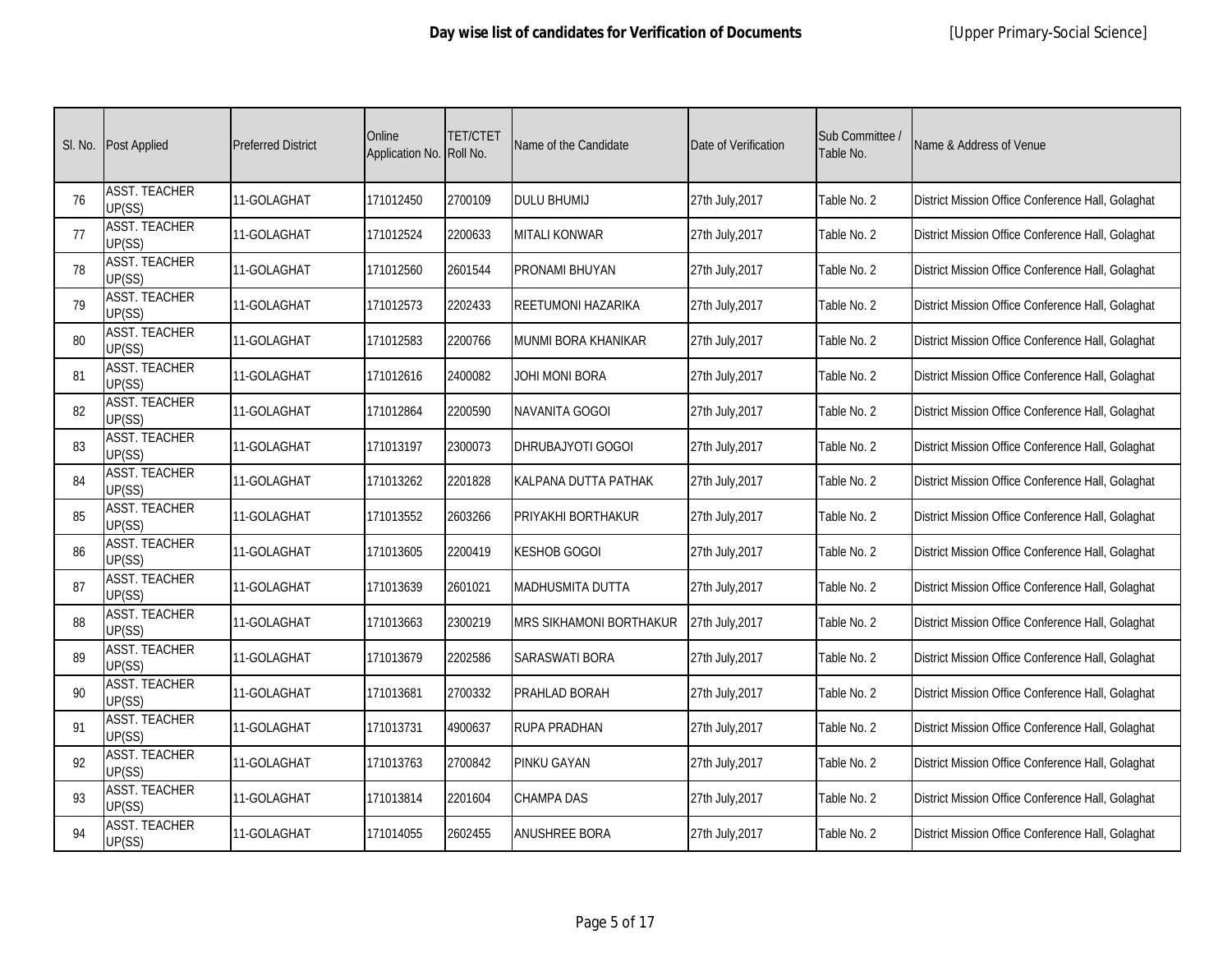**Day wise list of candidates for Verification of Documents** [Upper Primary-Social Science]

| Sl. No. | Post Applied | Preferred District | Online Application No. | TET/CTET Roll No. | Name of the Candidate | Date of Verification | Sub Committee / Table No. | Name & Address of Venue |
|---|---|---|---|---|---|---|---|---|
| 76 | ASST. TEACHER UP(SS) | 11-GOLAGHAT | 171012450 | 2700109 | DULU BHUMIJ | 27th July,2017 | Table No. 2 | District Mission Office Conference Hall, Golaghat |
| 77 | ASST. TEACHER UP(SS) | 11-GOLAGHAT | 171012524 | 2200633 | MITALI KONWAR | 27th July,2017 | Table No. 2 | District Mission Office Conference Hall, Golaghat |
| 78 | ASST. TEACHER UP(SS) | 11-GOLAGHAT | 171012560 | 2601544 | PRONAMI BHUYAN | 27th July,2017 | Table No. 2 | District Mission Office Conference Hall, Golaghat |
| 79 | ASST. TEACHER UP(SS) | 11-GOLAGHAT | 171012573 | 2202433 | REETUMONI HAZARIKA | 27th July,2017 | Table No. 2 | District Mission Office Conference Hall, Golaghat |
| 80 | ASST. TEACHER UP(SS) | 11-GOLAGHAT | 171012583 | 2200766 | MUNMI BORA KHANIKAR | 27th July,2017 | Table No. 2 | District Mission Office Conference Hall, Golaghat |
| 81 | ASST. TEACHER UP(SS) | 11-GOLAGHAT | 171012616 | 2400082 | JOHI MONI BORA | 27th July,2017 | Table No. 2 | District Mission Office Conference Hall, Golaghat |
| 82 | ASST. TEACHER UP(SS) | 11-GOLAGHAT | 171012864 | 2200590 | NAVANITA GOGOI | 27th July,2017 | Table No. 2 | District Mission Office Conference Hall, Golaghat |
| 83 | ASST. TEACHER UP(SS) | 11-GOLAGHAT | 171013197 | 2300073 | DHRUBAJYOTI GOGOI | 27th July,2017 | Table No. 2 | District Mission Office Conference Hall, Golaghat |
| 84 | ASST. TEACHER UP(SS) | 11-GOLAGHAT | 171013262 | 2201828 | KALPANA DUTTA PATHAK | 27th July,2017 | Table No. 2 | District Mission Office Conference Hall, Golaghat |
| 85 | ASST. TEACHER UP(SS) | 11-GOLAGHAT | 171013552 | 2603266 | PRIYAKHI BORTHAKUR | 27th July,2017 | Table No. 2 | District Mission Office Conference Hall, Golaghat |
| 86 | ASST. TEACHER UP(SS) | 11-GOLAGHAT | 171013605 | 2200419 | KESHOB GOGOI | 27th July,2017 | Table No. 2 | District Mission Office Conference Hall, Golaghat |
| 87 | ASST. TEACHER UP(SS) | 11-GOLAGHAT | 171013639 | 2601021 | MADHUSMITA DUTTA | 27th July,2017 | Table No. 2 | District Mission Office Conference Hall, Golaghat |
| 88 | ASST. TEACHER UP(SS) | 11-GOLAGHAT | 171013663 | 2300219 | MRS SIKHAMONI BORTHAKUR | 27th July,2017 | Table No. 2 | District Mission Office Conference Hall, Golaghat |
| 89 | ASST. TEACHER UP(SS) | 11-GOLAGHAT | 171013679 | 2202586 | SARASWATI BORA | 27th July,2017 | Table No. 2 | District Mission Office Conference Hall, Golaghat |
| 90 | ASST. TEACHER UP(SS) | 11-GOLAGHAT | 171013681 | 2700332 | PRAHLAD BORAH | 27th July,2017 | Table No. 2 | District Mission Office Conference Hall, Golaghat |
| 91 | ASST. TEACHER UP(SS) | 11-GOLAGHAT | 171013731 | 4900637 | RUPA PRADHAN | 27th July,2017 | Table No. 2 | District Mission Office Conference Hall, Golaghat |
| 92 | ASST. TEACHER UP(SS) | 11-GOLAGHAT | 171013763 | 2700842 | PINKU GAYAN | 27th July,2017 | Table No. 2 | District Mission Office Conference Hall, Golaghat |
| 93 | ASST. TEACHER UP(SS) | 11-GOLAGHAT | 171013814 | 2201604 | CHAMPA DAS | 27th July,2017 | Table No. 2 | District Mission Office Conference Hall, Golaghat |
| 94 | ASST. TEACHER UP(SS) | 11-GOLAGHAT | 171014055 | 2602455 | ANUSHREE BORA | 27th July,2017 | Table No. 2 | District Mission Office Conference Hall, Golaghat |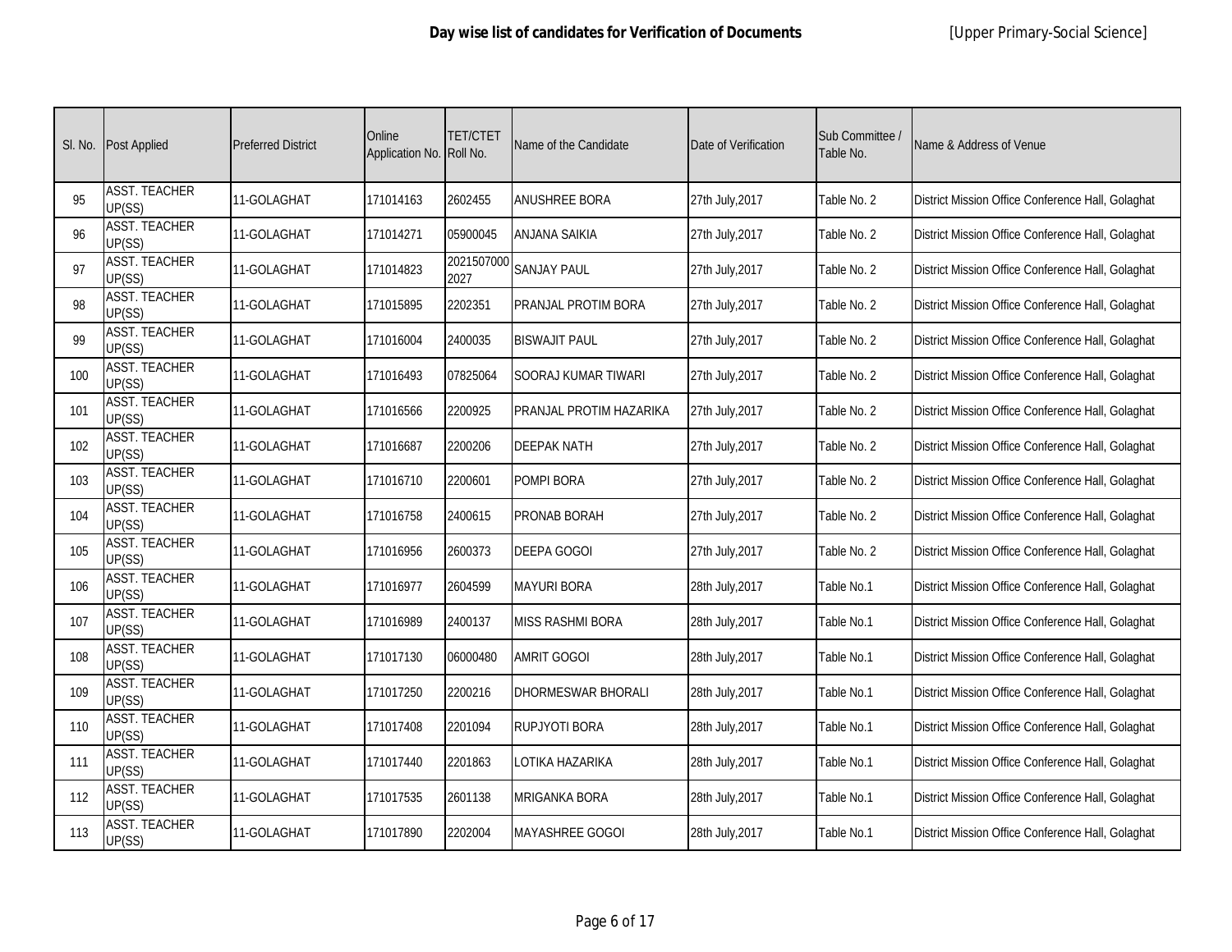**Day wise list of candidates for Verification of Documents** [Upper Primary-Social Science]

| Sl. No. | Post Applied | Preferred District | Online Application No. | TET/CTET Roll No. | Name of the Candidate | Date of Verification | Sub Committee / Table No. | Name & Address of Venue |
|---|---|---|---|---|---|---|---|---|
| 95 | ASST. TEACHER UP(SS) | 11-GOLAGHAT | 171014163 | 2602455 | ANUSHREE BORA | 27th July,2017 | Table No. 2 | District Mission Office Conference Hall, Golaghat |
| 96 | ASST. TEACHER UP(SS) | 11-GOLAGHAT | 171014271 | 05900045 | ANJANA SAIKIA | 27th July,2017 | Table No. 2 | District Mission Office Conference Hall, Golaghat |
| 97 | ASST. TEACHER UP(SS) | 11-GOLAGHAT | 171014823 | 20215070002027 | SANJAY PAUL | 27th July,2017 | Table No. 2 | District Mission Office Conference Hall, Golaghat |
| 98 | ASST. TEACHER UP(SS) | 11-GOLAGHAT | 171015895 | 2202351 | PRANJAL PROTIM BORA | 27th July,2017 | Table No. 2 | District Mission Office Conference Hall, Golaghat |
| 99 | ASST. TEACHER UP(SS) | 11-GOLAGHAT | 171016004 | 2400035 | BISWAJIT PAUL | 27th July,2017 | Table No. 2 | District Mission Office Conference Hall, Golaghat |
| 100 | ASST. TEACHER UP(SS) | 11-GOLAGHAT | 171016493 | 07825064 | SOORAJ KUMAR TIWARI | 27th July,2017 | Table No. 2 | District Mission Office Conference Hall, Golaghat |
| 101 | ASST. TEACHER UP(SS) | 11-GOLAGHAT | 171016566 | 2200925 | PRANJAL PROTIM HAZARIKA | 27th July,2017 | Table No. 2 | District Mission Office Conference Hall, Golaghat |
| 102 | ASST. TEACHER UP(SS) | 11-GOLAGHAT | 171016687 | 2200206 | DEEPAK NATH | 27th July,2017 | Table No. 2 | District Mission Office Conference Hall, Golaghat |
| 103 | ASST. TEACHER UP(SS) | 11-GOLAGHAT | 171016710 | 2200601 | POMPI BORA | 27th July,2017 | Table No. 2 | District Mission Office Conference Hall, Golaghat |
| 104 | ASST. TEACHER UP(SS) | 11-GOLAGHAT | 171016758 | 2400615 | PRONAB BORAH | 27th July,2017 | Table No. 2 | District Mission Office Conference Hall, Golaghat |
| 105 | ASST. TEACHER UP(SS) | 11-GOLAGHAT | 171016956 | 2600373 | DEEPA GOGOI | 27th July,2017 | Table No. 2 | District Mission Office Conference Hall, Golaghat |
| 106 | ASST. TEACHER UP(SS) | 11-GOLAGHAT | 171016977 | 2604599 | MAYURI BORA | 28th July,2017 | Table No.1 | District Mission Office Conference Hall, Golaghat |
| 107 | ASST. TEACHER UP(SS) | 11-GOLAGHAT | 171016989 | 2400137 | MISS RASHMI BORA | 28th July,2017 | Table No.1 | District Mission Office Conference Hall, Golaghat |
| 108 | ASST. TEACHER UP(SS) | 11-GOLAGHAT | 171017130 | 06000480 | AMRIT GOGOI | 28th July,2017 | Table No.1 | District Mission Office Conference Hall, Golaghat |
| 109 | ASST. TEACHER UP(SS) | 11-GOLAGHAT | 171017250 | 2200216 | DHORMESWAR BHORALI | 28th July,2017 | Table No.1 | District Mission Office Conference Hall, Golaghat |
| 110 | ASST. TEACHER UP(SS) | 11-GOLAGHAT | 171017408 | 2201094 | RUPJYOTI BORA | 28th July,2017 | Table No.1 | District Mission Office Conference Hall, Golaghat |
| 111 | ASST. TEACHER UP(SS) | 11-GOLAGHAT | 171017440 | 2201863 | LOTIKA HAZARIKA | 28th July,2017 | Table No.1 | District Mission Office Conference Hall, Golaghat |
| 112 | ASST. TEACHER UP(SS) | 11-GOLAGHAT | 171017535 | 2601138 | MRIGANKA BORA | 28th July,2017 | Table No.1 | District Mission Office Conference Hall, Golaghat |
| 113 | ASST. TEACHER UP(SS) | 11-GOLAGHAT | 171017890 | 2202004 | MAYASHREE GOGOI | 28th July,2017 | Table No.1 | District Mission Office Conference Hall, Golaghat |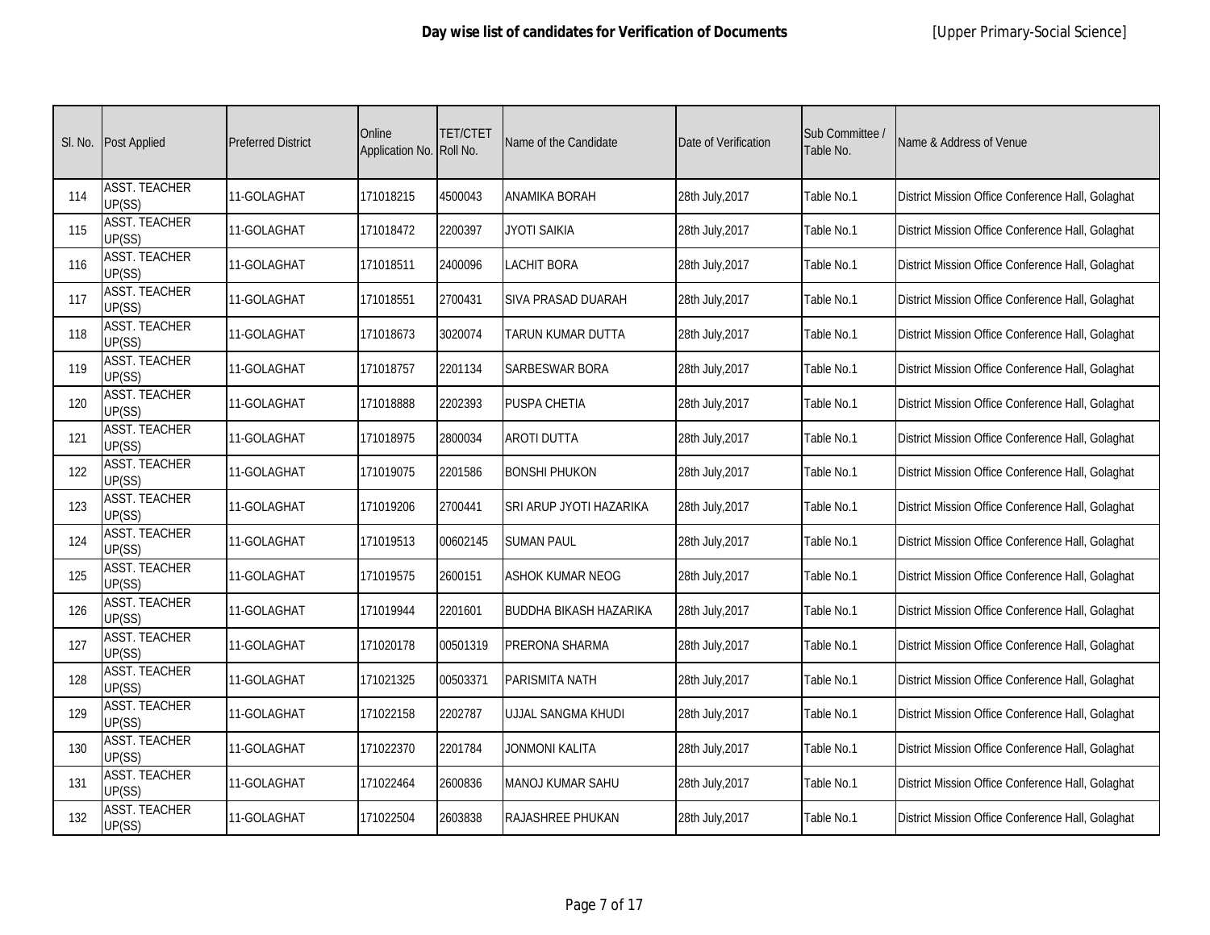**Day wise list of candidates for Verification of Documents** [Upper Primary-Social Science]

| Sl. No. | Post Applied | Preferred District | Online Application No. | TET/CTET Roll No. | Name of the Candidate | Date of Verification | Sub Committee / Table No. | Name & Address of Venue |
|---|---|---|---|---|---|---|---|---|
| 114 | ASST. TEACHER UP(SS) | 11-GOLAGHAT | 171018215 | 4500043 | ANAMIKA BORAH | 28th July,2017 | Table No.1 | District Mission Office Conference Hall, Golaghat |
| 115 | ASST. TEACHER UP(SS) | 11-GOLAGHAT | 171018472 | 2200397 | JYOTI SAIKIA | 28th July,2017 | Table No.1 | District Mission Office Conference Hall, Golaghat |
| 116 | ASST. TEACHER UP(SS) | 11-GOLAGHAT | 171018511 | 2400096 | LACHIT BORA | 28th July,2017 | Table No.1 | District Mission Office Conference Hall, Golaghat |
| 117 | ASST. TEACHER UP(SS) | 11-GOLAGHAT | 171018551 | 2700431 | SIVA PRASAD DUARAH | 28th July,2017 | Table No.1 | District Mission Office Conference Hall, Golaghat |
| 118 | ASST. TEACHER UP(SS) | 11-GOLAGHAT | 171018673 | 3020074 | TARUN KUMAR DUTTA | 28th July,2017 | Table No.1 | District Mission Office Conference Hall, Golaghat |
| 119 | ASST. TEACHER UP(SS) | 11-GOLAGHAT | 171018757 | 2201134 | SARBESWAR BORA | 28th July,2017 | Table No.1 | District Mission Office Conference Hall, Golaghat |
| 120 | ASST. TEACHER UP(SS) | 11-GOLAGHAT | 171018888 | 2202393 | PUSPA CHETIA | 28th July,2017 | Table No.1 | District Mission Office Conference Hall, Golaghat |
| 121 | ASST. TEACHER UP(SS) | 11-GOLAGHAT | 171018975 | 2800034 | AROTI DUTTA | 28th July,2017 | Table No.1 | District Mission Office Conference Hall, Golaghat |
| 122 | ASST. TEACHER UP(SS) | 11-GOLAGHAT | 171019075 | 2201586 | BONSHI PHUKON | 28th July,2017 | Table No.1 | District Mission Office Conference Hall, Golaghat |
| 123 | ASST. TEACHER UP(SS) | 11-GOLAGHAT | 171019206 | 2700441 | SRI ARUP JYOTI HAZARIKA | 28th July,2017 | Table No.1 | District Mission Office Conference Hall, Golaghat |
| 124 | ASST. TEACHER UP(SS) | 11-GOLAGHAT | 171019513 | 00602145 | SUMAN PAUL | 28th July,2017 | Table No.1 | District Mission Office Conference Hall, Golaghat |
| 125 | ASST. TEACHER UP(SS) | 11-GOLAGHAT | 171019575 | 2600151 | ASHOK KUMAR NEOG | 28th July,2017 | Table No.1 | District Mission Office Conference Hall, Golaghat |
| 126 | ASST. TEACHER UP(SS) | 11-GOLAGHAT | 171019944 | 2201601 | BUDDHA BIKASH HAZARIKA | 28th July,2017 | Table No.1 | District Mission Office Conference Hall, Golaghat |
| 127 | ASST. TEACHER UP(SS) | 11-GOLAGHAT | 171020178 | 00501319 | PRERONA SHARMA | 28th July,2017 | Table No.1 | District Mission Office Conference Hall, Golaghat |
| 128 | ASST. TEACHER UP(SS) | 11-GOLAGHAT | 171021325 | 00503371 | PARISMITA NATH | 28th July,2017 | Table No.1 | District Mission Office Conference Hall, Golaghat |
| 129 | ASST. TEACHER UP(SS) | 11-GOLAGHAT | 171022158 | 2202787 | UJJAL SANGMA KHUDI | 28th July,2017 | Table No.1 | District Mission Office Conference Hall, Golaghat |
| 130 | ASST. TEACHER UP(SS) | 11-GOLAGHAT | 171022370 | 2201784 | JONMONI KALITA | 28th July,2017 | Table No.1 | District Mission Office Conference Hall, Golaghat |
| 131 | ASST. TEACHER UP(SS) | 11-GOLAGHAT | 171022464 | 2600836 | MANOJ KUMAR SAHU | 28th July,2017 | Table No.1 | District Mission Office Conference Hall, Golaghat |
| 132 | ASST. TEACHER UP(SS) | 11-GOLAGHAT | 171022504 | 2603838 | RAJASHREE PHUKAN | 28th July,2017 | Table No.1 | District Mission Office Conference Hall, Golaghat |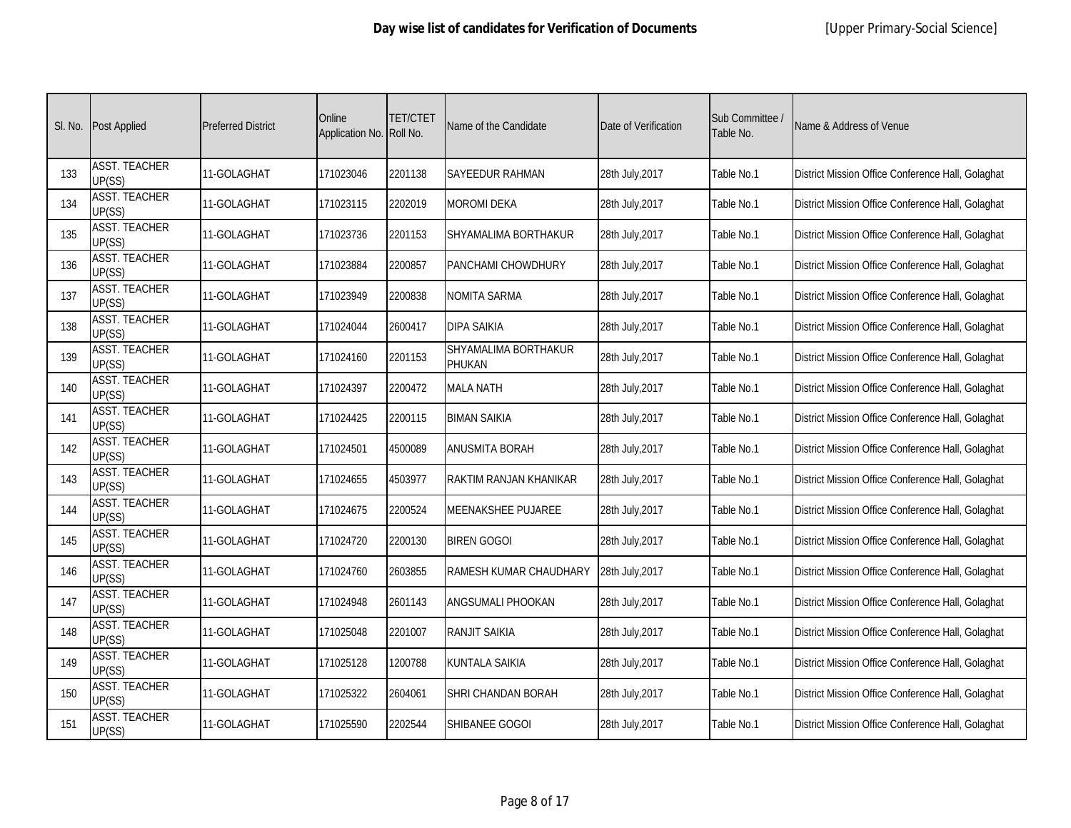**Day wise list of candidates for Verification of Documents** [Upper Primary-Social Science]

| Sl. No. | Post Applied | Preferred District | Online Application No. | TET/CTET Roll No. | Name of the Candidate | Date of Verification | Sub Committee / Table No. | Name & Address of Venue |
|---|---|---|---|---|---|---|---|---|
| 133 | ASST. TEACHER UP(SS) | 11-GOLAGHAT | 171023046 | 2201138 | SAYEEDUR RAHMAN | 28th July,2017 | Table No.1 | District Mission Office Conference Hall, Golaghat |
| 134 | ASST. TEACHER UP(SS) | 11-GOLAGHAT | 171023115 | 2202019 | MOROMI DEKA | 28th July,2017 | Table No.1 | District Mission Office Conference Hall, Golaghat |
| 135 | ASST. TEACHER UP(SS) | 11-GOLAGHAT | 171023736 | 2201153 | SHYAMALIMA BORTHAKUR | 28th July,2017 | Table No.1 | District Mission Office Conference Hall, Golaghat |
| 136 | ASST. TEACHER UP(SS) | 11-GOLAGHAT | 171023884 | 2200857 | PANCHAMI CHOWDHURY | 28th July,2017 | Table No.1 | District Mission Office Conference Hall, Golaghat |
| 137 | ASST. TEACHER UP(SS) | 11-GOLAGHAT | 171023949 | 2200838 | NOMITA SARMA | 28th July,2017 | Table No.1 | District Mission Office Conference Hall, Golaghat |
| 138 | ASST. TEACHER UP(SS) | 11-GOLAGHAT | 171024044 | 2600417 | DIPA SAIKIA | 28th July,2017 | Table No.1 | District Mission Office Conference Hall, Golaghat |
| 139 | ASST. TEACHER UP(SS) | 11-GOLAGHAT | 171024160 | 2201153 | SHYAMALIMA BORTHAKUR PHUKAN | 28th July,2017 | Table No.1 | District Mission Office Conference Hall, Golaghat |
| 140 | ASST. TEACHER UP(SS) | 11-GOLAGHAT | 171024397 | 2200472 | MALA NATH | 28th July,2017 | Table No.1 | District Mission Office Conference Hall, Golaghat |
| 141 | ASST. TEACHER UP(SS) | 11-GOLAGHAT | 171024425 | 2200115 | BIMAN SAIKIA | 28th July,2017 | Table No.1 | District Mission Office Conference Hall, Golaghat |
| 142 | ASST. TEACHER UP(SS) | 11-GOLAGHAT | 171024501 | 4500089 | ANUSMITA BORAH | 28th July,2017 | Table No.1 | District Mission Office Conference Hall, Golaghat |
| 143 | ASST. TEACHER UP(SS) | 11-GOLAGHAT | 171024655 | 4503977 | RAKTIM RANJAN KHANIKAR | 28th July,2017 | Table No.1 | District Mission Office Conference Hall, Golaghat |
| 144 | ASST. TEACHER UP(SS) | 11-GOLAGHAT | 171024675 | 2200524 | MEENAKSHEE PUJAREE | 28th July,2017 | Table No.1 | District Mission Office Conference Hall, Golaghat |
| 145 | ASST. TEACHER UP(SS) | 11-GOLAGHAT | 171024720 | 2200130 | BIREN GOGOI | 28th July,2017 | Table No.1 | District Mission Office Conference Hall, Golaghat |
| 146 | ASST. TEACHER UP(SS) | 11-GOLAGHAT | 171024760 | 2603855 | RAMESH KUMAR CHAUDHARY | 28th July,2017 | Table No.1 | District Mission Office Conference Hall, Golaghat |
| 147 | ASST. TEACHER UP(SS) | 11-GOLAGHAT | 171024948 | 2601143 | ANGSUMALI PHOOKAN | 28th July,2017 | Table No.1 | District Mission Office Conference Hall, Golaghat |
| 148 | ASST. TEACHER UP(SS) | 11-GOLAGHAT | 171025048 | 2201007 | RANJIT SAIKIA | 28th July,2017 | Table No.1 | District Mission Office Conference Hall, Golaghat |
| 149 | ASST. TEACHER UP(SS) | 11-GOLAGHAT | 171025128 | 1200788 | KUNTALA SAIKIA | 28th July,2017 | Table No.1 | District Mission Office Conference Hall, Golaghat |
| 150 | ASST. TEACHER UP(SS) | 11-GOLAGHAT | 171025322 | 2604061 | SHRI CHANDAN BORAH | 28th July,2017 | Table No.1 | District Mission Office Conference Hall, Golaghat |
| 151 | ASST. TEACHER UP(SS) | 11-GOLAGHAT | 171025590 | 2202544 | SHIBANEE GOGOI | 28th July,2017 | Table No.1 | District Mission Office Conference Hall, Golaghat |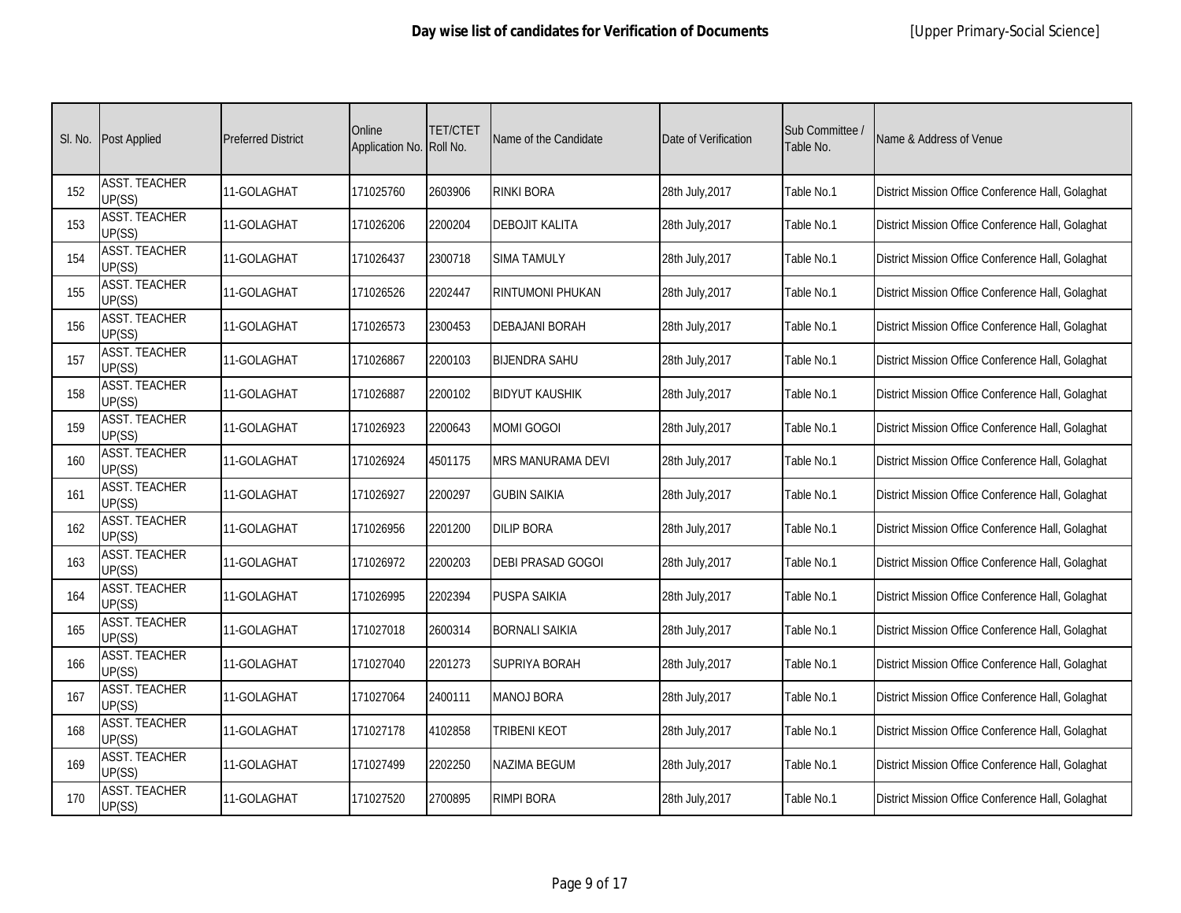**Day wise list of candidates for Verification of Documents** [Upper Primary-Social Science]

| Sl. No. | Post Applied | Preferred District | Online Application No. | TET/CTET Roll No. | Name of the Candidate | Date of Verification | Sub Committee / Table No. | Name & Address of Venue |
|---|---|---|---|---|---|---|---|---|
| 152 | ASST. TEACHER UP(SS) | 11-GOLAGHAT | 171025760 | 2603906 | RINKI BORA | 28th July,2017 | Table No.1 | District Mission Office Conference Hall, Golaghat |
| 153 | ASST. TEACHER UP(SS) | 11-GOLAGHAT | 171026206 | 2200204 | DEBOJIT KALITA | 28th July,2017 | Table No.1 | District Mission Office Conference Hall, Golaghat |
| 154 | ASST. TEACHER UP(SS) | 11-GOLAGHAT | 171026437 | 2300718 | SIMA TAMULY | 28th July,2017 | Table No.1 | District Mission Office Conference Hall, Golaghat |
| 155 | ASST. TEACHER UP(SS) | 11-GOLAGHAT | 171026526 | 2202447 | RINTUMONI PHUKAN | 28th July,2017 | Table No.1 | District Mission Office Conference Hall, Golaghat |
| 156 | ASST. TEACHER UP(SS) | 11-GOLAGHAT | 171026573 | 2300453 | DEBAJANI BORAH | 28th July,2017 | Table No.1 | District Mission Office Conference Hall, Golaghat |
| 157 | ASST. TEACHER UP(SS) | 11-GOLAGHAT | 171026867 | 2200103 | BIJENDRA SAHU | 28th July,2017 | Table No.1 | District Mission Office Conference Hall, Golaghat |
| 158 | ASST. TEACHER UP(SS) | 11-GOLAGHAT | 171026887 | 2200102 | BIDYUT KAUSHIK | 28th July,2017 | Table No.1 | District Mission Office Conference Hall, Golaghat |
| 159 | ASST. TEACHER UP(SS) | 11-GOLAGHAT | 171026923 | 2200643 | MOMI GOGOI | 28th July,2017 | Table No.1 | District Mission Office Conference Hall, Golaghat |
| 160 | ASST. TEACHER UP(SS) | 11-GOLAGHAT | 171026924 | 4501175 | MRS MANURAMA DEVI | 28th July,2017 | Table No.1 | District Mission Office Conference Hall, Golaghat |
| 161 | ASST. TEACHER UP(SS) | 11-GOLAGHAT | 171026927 | 2200297 | GUBIN SAIKIA | 28th July,2017 | Table No.1 | District Mission Office Conference Hall, Golaghat |
| 162 | ASST. TEACHER UP(SS) | 11-GOLAGHAT | 171026956 | 2201200 | DILIP BORA | 28th July,2017 | Table No.1 | District Mission Office Conference Hall, Golaghat |
| 163 | ASST. TEACHER UP(SS) | 11-GOLAGHAT | 171026972 | 2200203 | DEBI PRASAD GOGOI | 28th July,2017 | Table No.1 | District Mission Office Conference Hall, Golaghat |
| 164 | ASST. TEACHER UP(SS) | 11-GOLAGHAT | 171026995 | 2202394 | PUSPA SAIKIA | 28th July,2017 | Table No.1 | District Mission Office Conference Hall, Golaghat |
| 165 | ASST. TEACHER UP(SS) | 11-GOLAGHAT | 171027018 | 2600314 | BORNALI SAIKIA | 28th July,2017 | Table No.1 | District Mission Office Conference Hall, Golaghat |
| 166 | ASST. TEACHER UP(SS) | 11-GOLAGHAT | 171027040 | 2201273 | SUPRIYA BORAH | 28th July,2017 | Table No.1 | District Mission Office Conference Hall, Golaghat |
| 167 | ASST. TEACHER UP(SS) | 11-GOLAGHAT | 171027064 | 2400111 | MANOJ BORA | 28th July,2017 | Table No.1 | District Mission Office Conference Hall, Golaghat |
| 168 | ASST. TEACHER UP(SS) | 11-GOLAGHAT | 171027178 | 4102858 | TRIBENI KEOT | 28th July,2017 | Table No.1 | District Mission Office Conference Hall, Golaghat |
| 169 | ASST. TEACHER UP(SS) | 11-GOLAGHAT | 171027499 | 2202250 | NAZIMA BEGUM | 28th July,2017 | Table No.1 | District Mission Office Conference Hall, Golaghat |
| 170 | ASST. TEACHER UP(SS) | 11-GOLAGHAT | 171027520 | 2700895 | RIMPI BORA | 28th July,2017 | Table No.1 | District Mission Office Conference Hall, Golaghat |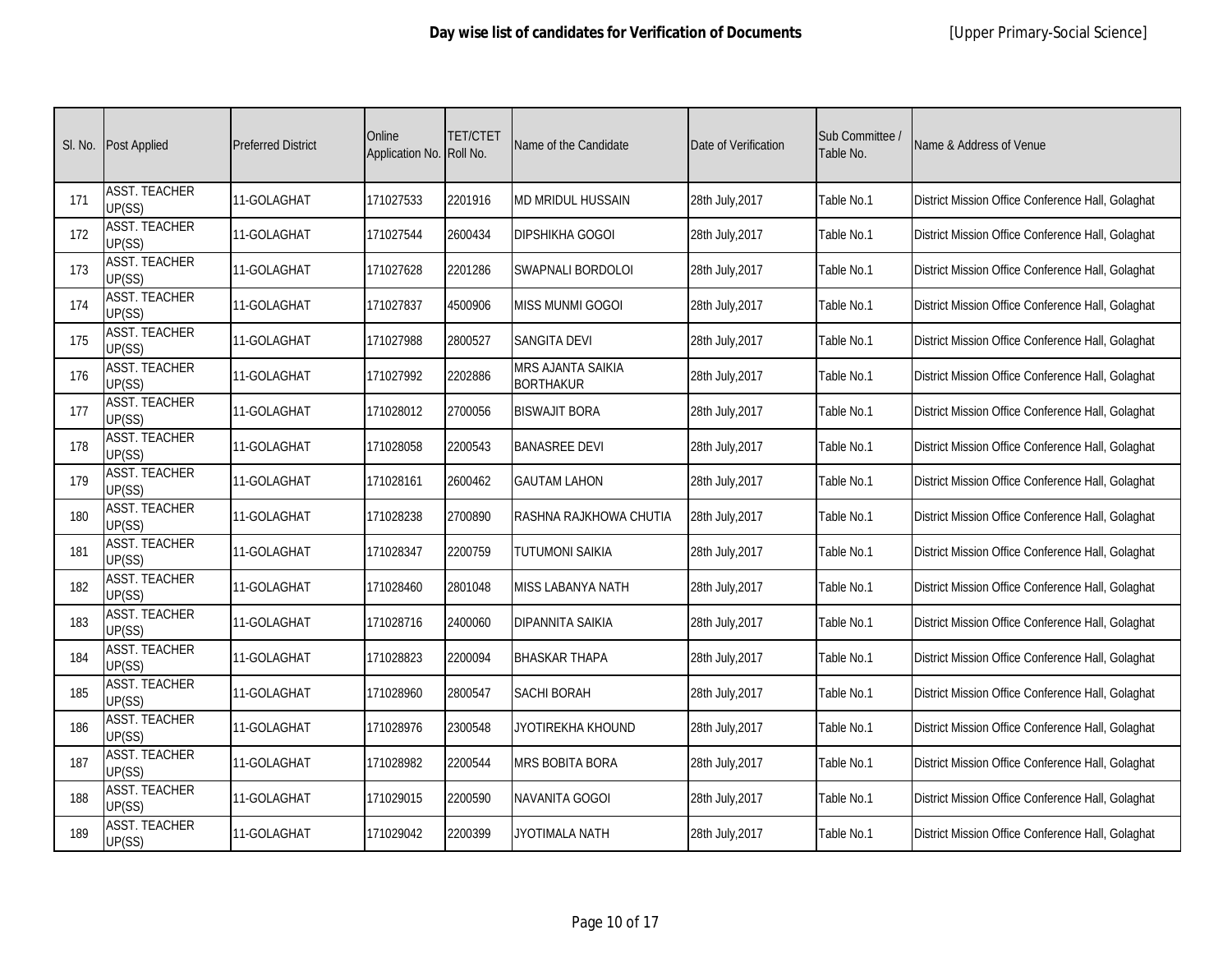**Day wise list of candidates for Verification of Documents** [Upper Primary-Social Science]

| Sl. No. | Post Applied | Preferred District | Online Application No. | TET/CTET Roll No. | Name of the Candidate | Date of Verification | Sub Committee / Table No. | Name & Address of Venue |
|---|---|---|---|---|---|---|---|---|
| 171 | ASST. TEACHER UP(SS) | 11-GOLAGHAT | 171027533 | 2201916 | MD MRIDUL HUSSAIN | 28th July,2017 | Table No.1 | District Mission Office Conference Hall, Golaghat |
| 172 | ASST. TEACHER UP(SS) | 11-GOLAGHAT | 171027544 | 2600434 | DIPSHIKHA GOGOI | 28th July,2017 | Table No.1 | District Mission Office Conference Hall, Golaghat |
| 173 | ASST. TEACHER UP(SS) | 11-GOLAGHAT | 171027628 | 2201286 | SWAPNALI BORDOLOI | 28th July,2017 | Table No.1 | District Mission Office Conference Hall, Golaghat |
| 174 | ASST. TEACHER UP(SS) | 11-GOLAGHAT | 171027837 | 4500906 | MISS MUNMI GOGOI | 28th July,2017 | Table No.1 | District Mission Office Conference Hall, Golaghat |
| 175 | ASST. TEACHER UP(SS) | 11-GOLAGHAT | 171027988 | 2800527 | SANGITA DEVI | 28th July,2017 | Table No.1 | District Mission Office Conference Hall, Golaghat |
| 176 | ASST. TEACHER UP(SS) | 11-GOLAGHAT | 171027992 | 2202886 | MRS AJANTA SAIKIA BORTHAKUR | 28th July,2017 | Table No.1 | District Mission Office Conference Hall, Golaghat |
| 177 | ASST. TEACHER UP(SS) | 11-GOLAGHAT | 171028012 | 2700056 | BISWAJIT BORA | 28th July,2017 | Table No.1 | District Mission Office Conference Hall, Golaghat |
| 178 | ASST. TEACHER UP(SS) | 11-GOLAGHAT | 171028058 | 2200543 | BANASREE DEVI | 28th July,2017 | Table No.1 | District Mission Office Conference Hall, Golaghat |
| 179 | ASST. TEACHER UP(SS) | 11-GOLAGHAT | 171028161 | 2600462 | GAUTAM LAHON | 28th July,2017 | Table No.1 | District Mission Office Conference Hall, Golaghat |
| 180 | ASST. TEACHER UP(SS) | 11-GOLAGHAT | 171028238 | 2700890 | RASHNA RAJKHOWA CHUTIA | 28th July,2017 | Table No.1 | District Mission Office Conference Hall, Golaghat |
| 181 | ASST. TEACHER UP(SS) | 11-GOLAGHAT | 171028347 | 2200759 | TUTUMONI SAIKIA | 28th July,2017 | Table No.1 | District Mission Office Conference Hall, Golaghat |
| 182 | ASST. TEACHER UP(SS) | 11-GOLAGHAT | 171028460 | 2801048 | MISS LABANYA NATH | 28th July,2017 | Table No.1 | District Mission Office Conference Hall, Golaghat |
| 183 | ASST. TEACHER UP(SS) | 11-GOLAGHAT | 171028716 | 2400060 | DIPANNITA SAIKIA | 28th July,2017 | Table No.1 | District Mission Office Conference Hall, Golaghat |
| 184 | ASST. TEACHER UP(SS) | 11-GOLAGHAT | 171028823 | 2200094 | BHASKAR THAPA | 28th July,2017 | Table No.1 | District Mission Office Conference Hall, Golaghat |
| 185 | ASST. TEACHER UP(SS) | 11-GOLAGHAT | 171028960 | 2800547 | SACHI BORAH | 28th July,2017 | Table No.1 | District Mission Office Conference Hall, Golaghat |
| 186 | ASST. TEACHER UP(SS) | 11-GOLAGHAT | 171028976 | 2300548 | JYOTIREKHA KHOUND | 28th July,2017 | Table No.1 | District Mission Office Conference Hall, Golaghat |
| 187 | ASST. TEACHER UP(SS) | 11-GOLAGHAT | 171028982 | 2200544 | MRS BOBITA BORA | 28th July,2017 | Table No.1 | District Mission Office Conference Hall, Golaghat |
| 188 | ASST. TEACHER UP(SS) | 11-GOLAGHAT | 171029015 | 2200590 | NAVANITA GOGOI | 28th July,2017 | Table No.1 | District Mission Office Conference Hall, Golaghat |
| 189 | ASST. TEACHER UP(SS) | 11-GOLAGHAT | 171029042 | 2200399 | JYOTIMALA NATH | 28th July,2017 | Table No.1 | District Mission Office Conference Hall, Golaghat |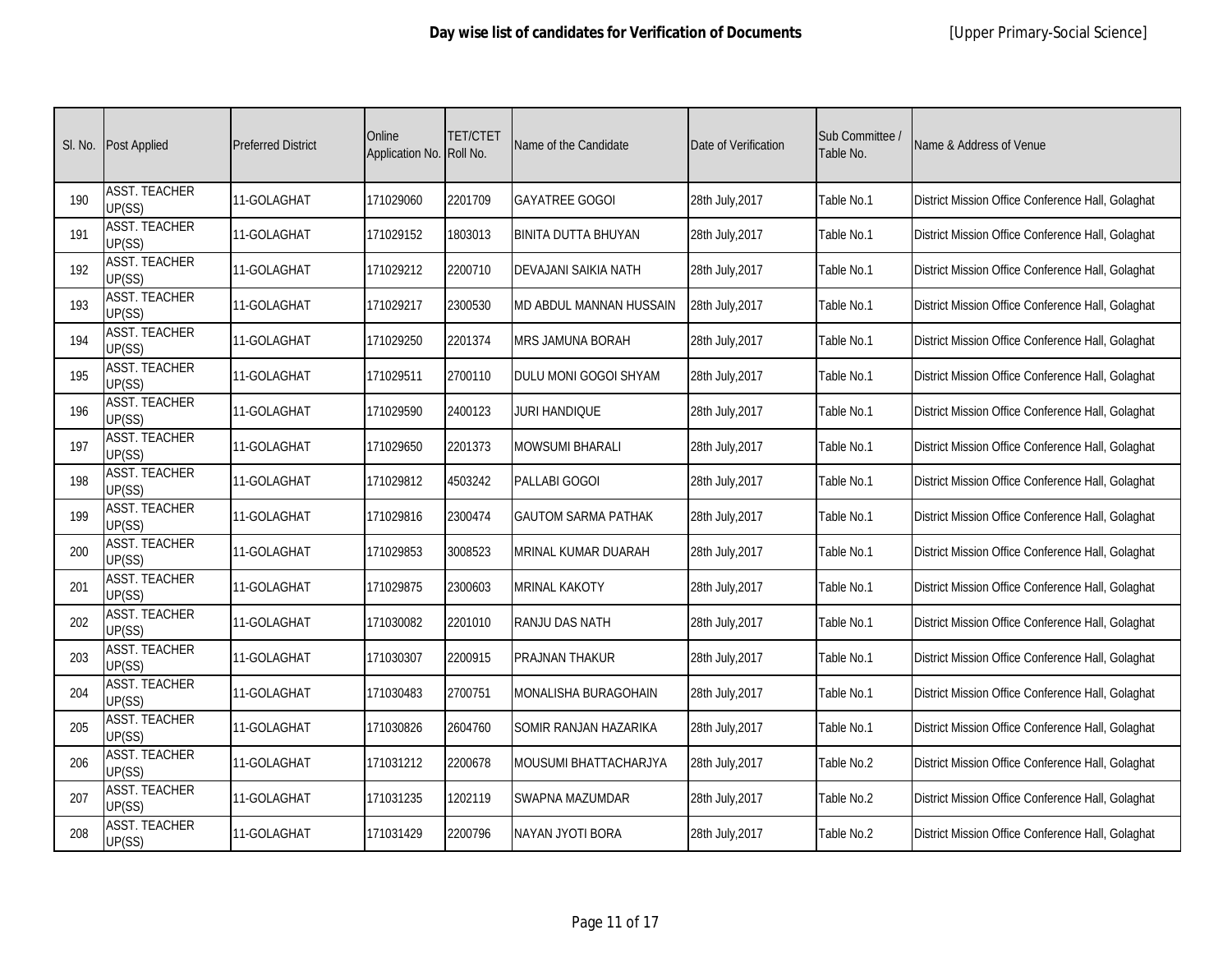**Day wise list of candidates for Verification of Documents** [Upper Primary-Social Science]

| Sl. No. | Post Applied | Preferred District | Online Application No. | TET/CTET Roll No. | Name of the Candidate | Date of Verification | Sub Committee / Table No. | Name & Address of Venue |
|---|---|---|---|---|---|---|---|---|
| 190 | ASST. TEACHER UP(SS) | 11-GOLAGHAT | 171029060 | 2201709 | GAYATREE GOGOI | 28th July,2017 | Table No.1 | District Mission Office Conference Hall, Golaghat |
| 191 | ASST. TEACHER UP(SS) | 11-GOLAGHAT | 171029152 | 1803013 | BINITA DUTTA BHUYAN | 28th July,2017 | Table No.1 | District Mission Office Conference Hall, Golaghat |
| 192 | ASST. TEACHER UP(SS) | 11-GOLAGHAT | 171029212 | 2200710 | DEVAJANI SAIKIA NATH | 28th July,2017 | Table No.1 | District Mission Office Conference Hall, Golaghat |
| 193 | ASST. TEACHER UP(SS) | 11-GOLAGHAT | 171029217 | 2300530 | MD ABDUL MANNAN HUSSAIN | 28th July,2017 | Table No.1 | District Mission Office Conference Hall, Golaghat |
| 194 | ASST. TEACHER UP(SS) | 11-GOLAGHAT | 171029250 | 2201374 | MRS JAMUNA BORAH | 28th July,2017 | Table No.1 | District Mission Office Conference Hall, Golaghat |
| 195 | ASST. TEACHER UP(SS) | 11-GOLAGHAT | 171029511 | 2700110 | DULU MONI GOGOI SHYAM | 28th July,2017 | Table No.1 | District Mission Office Conference Hall, Golaghat |
| 196 | ASST. TEACHER UP(SS) | 11-GOLAGHAT | 171029590 | 2400123 | JURI HANDIQUE | 28th July,2017 | Table No.1 | District Mission Office Conference Hall, Golaghat |
| 197 | ASST. TEACHER UP(SS) | 11-GOLAGHAT | 171029650 | 2201373 | MOWSUMI BHARALI | 28th July,2017 | Table No.1 | District Mission Office Conference Hall, Golaghat |
| 198 | ASST. TEACHER UP(SS) | 11-GOLAGHAT | 171029812 | 4503242 | PALLABI GOGOI | 28th July,2017 | Table No.1 | District Mission Office Conference Hall, Golaghat |
| 199 | ASST. TEACHER UP(SS) | 11-GOLAGHAT | 171029816 | 2300474 | GAUTOM SARMA PATHAK | 28th July,2017 | Table No.1 | District Mission Office Conference Hall, Golaghat |
| 200 | ASST. TEACHER UP(SS) | 11-GOLAGHAT | 171029853 | 3008523 | MRINAL KUMAR DUARAH | 28th July,2017 | Table No.1 | District Mission Office Conference Hall, Golaghat |
| 201 | ASST. TEACHER UP(SS) | 11-GOLAGHAT | 171029875 | 2300603 | MRINAL KAKOTY | 28th July,2017 | Table No.1 | District Mission Office Conference Hall, Golaghat |
| 202 | ASST. TEACHER UP(SS) | 11-GOLAGHAT | 171030082 | 2201010 | RANJU DAS NATH | 28th July,2017 | Table No.1 | District Mission Office Conference Hall, Golaghat |
| 203 | ASST. TEACHER UP(SS) | 11-GOLAGHAT | 171030307 | 2200915 | PRAJNAN THAKUR | 28th July,2017 | Table No.1 | District Mission Office Conference Hall, Golaghat |
| 204 | ASST. TEACHER UP(SS) | 11-GOLAGHAT | 171030483 | 2700751 | MONALISHA BURAGOHAIN | 28th July,2017 | Table No.1 | District Mission Office Conference Hall, Golaghat |
| 205 | ASST. TEACHER UP(SS) | 11-GOLAGHAT | 171030826 | 2604760 | SOMIR RANJAN HAZARIKA | 28th July,2017 | Table No.1 | District Mission Office Conference Hall, Golaghat |
| 206 | ASST. TEACHER UP(SS) | 11-GOLAGHAT | 171031212 | 2200678 | MOUSUMI BHATTACHARJYA | 28th July,2017 | Table No.2 | District Mission Office Conference Hall, Golaghat |
| 207 | ASST. TEACHER UP(SS) | 11-GOLAGHAT | 171031235 | 1202119 | SWAPNA MAZUMDAR | 28th July,2017 | Table No.2 | District Mission Office Conference Hall, Golaghat |
| 208 | ASST. TEACHER UP(SS) | 11-GOLAGHAT | 171031429 | 2200796 | NAYAN JYOTI BORA | 28th July,2017 | Table No.2 | District Mission Office Conference Hall, Golaghat |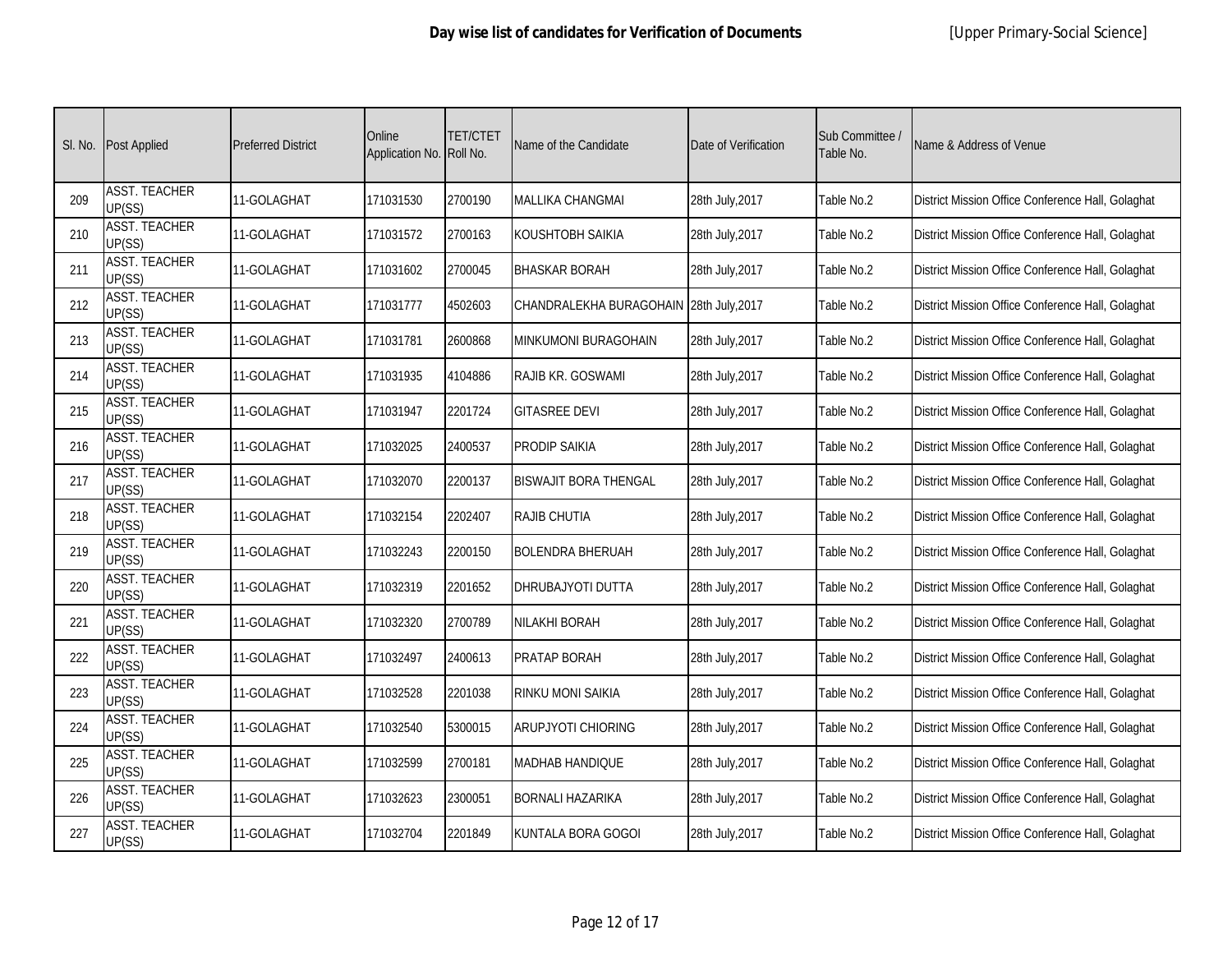**Day wise list of candidates for Verification of Documents** [Upper Primary-Social Science]

| Sl. No. | Post Applied | Preferred District | Online Application No. | TET/CTET Roll No. | Name of the Candidate | Date of Verification | Sub Committee / Table No. | Name & Address of Venue |
|---|---|---|---|---|---|---|---|---|
| 209 | ASST. TEACHER UP(SS) | 11-GOLAGHAT | 171031530 | 2700190 | MALLIKA CHANGMAI | 28th July,2017 | Table No.2 | District Mission Office Conference Hall, Golaghat |
| 210 | ASST. TEACHER UP(SS) | 11-GOLAGHAT | 171031572 | 2700163 | KOUSHTOBH SAIKIA | 28th July,2017 | Table No.2 | District Mission Office Conference Hall, Golaghat |
| 211 | ASST. TEACHER UP(SS) | 11-GOLAGHAT | 171031602 | 2700045 | BHASKAR BORAH | 28th July,2017 | Table No.2 | District Mission Office Conference Hall, Golaghat |
| 212 | ASST. TEACHER UP(SS) | 11-GOLAGHAT | 171031777 | 4502603 | CHANDRALEKHA BURAGOHAIN | 28th July,2017 | Table No.2 | District Mission Office Conference Hall, Golaghat |
| 213 | ASST. TEACHER UP(SS) | 11-GOLAGHAT | 171031781 | 2600868 | MINKUMONI BURAGOHAIN | 28th July,2017 | Table No.2 | District Mission Office Conference Hall, Golaghat |
| 214 | ASST. TEACHER UP(SS) | 11-GOLAGHAT | 171031935 | 4104886 | RAJIB KR. GOSWAMI | 28th July,2017 | Table No.2 | District Mission Office Conference Hall, Golaghat |
| 215 | ASST. TEACHER UP(SS) | 11-GOLAGHAT | 171031947 | 2201724 | GITASREE DEVI | 28th July,2017 | Table No.2 | District Mission Office Conference Hall, Golaghat |
| 216 | ASST. TEACHER UP(SS) | 11-GOLAGHAT | 171032025 | 2400537 | PRODIP SAIKIA | 28th July,2017 | Table No.2 | District Mission Office Conference Hall, Golaghat |
| 217 | ASST. TEACHER UP(SS) | 11-GOLAGHAT | 171032070 | 2200137 | BISWAJIT BORA THENGAL | 28th July,2017 | Table No.2 | District Mission Office Conference Hall, Golaghat |
| 218 | ASST. TEACHER UP(SS) | 11-GOLAGHAT | 171032154 | 2202407 | RAJIB CHUTIA | 28th July,2017 | Table No.2 | District Mission Office Conference Hall, Golaghat |
| 219 | ASST. TEACHER UP(SS) | 11-GOLAGHAT | 171032243 | 2200150 | BOLENDRA BHERUAH | 28th July,2017 | Table No.2 | District Mission Office Conference Hall, Golaghat |
| 220 | ASST. TEACHER UP(SS) | 11-GOLAGHAT | 171032319 | 2201652 | DHRUBAJYOTI DUTTA | 28th July,2017 | Table No.2 | District Mission Office Conference Hall, Golaghat |
| 221 | ASST. TEACHER UP(SS) | 11-GOLAGHAT | 171032320 | 2700789 | NILAKHI BORAH | 28th July,2017 | Table No.2 | District Mission Office Conference Hall, Golaghat |
| 222 | ASST. TEACHER UP(SS) | 11-GOLAGHAT | 171032497 | 2400613 | PRATAP BORAH | 28th July,2017 | Table No.2 | District Mission Office Conference Hall, Golaghat |
| 223 | ASST. TEACHER UP(SS) | 11-GOLAGHAT | 171032528 | 2201038 | RINKU MONI SAIKIA | 28th July,2017 | Table No.2 | District Mission Office Conference Hall, Golaghat |
| 224 | ASST. TEACHER UP(SS) | 11-GOLAGHAT | 171032540 | 5300015 | ARUPJYOTI CHIORING | 28th July,2017 | Table No.2 | District Mission Office Conference Hall, Golaghat |
| 225 | ASST. TEACHER UP(SS) | 11-GOLAGHAT | 171032599 | 2700181 | MADHAB HANDIQUE | 28th July,2017 | Table No.2 | District Mission Office Conference Hall, Golaghat |
| 226 | ASST. TEACHER UP(SS) | 11-GOLAGHAT | 171032623 | 2300051 | BORNALI HAZARIKA | 28th July,2017 | Table No.2 | District Mission Office Conference Hall, Golaghat |
| 227 | ASST. TEACHER UP(SS) | 11-GOLAGHAT | 171032704 | 2201849 | KUNTALA BORA GOGOI | 28th July,2017 | Table No.2 | District Mission Office Conference Hall, Golaghat |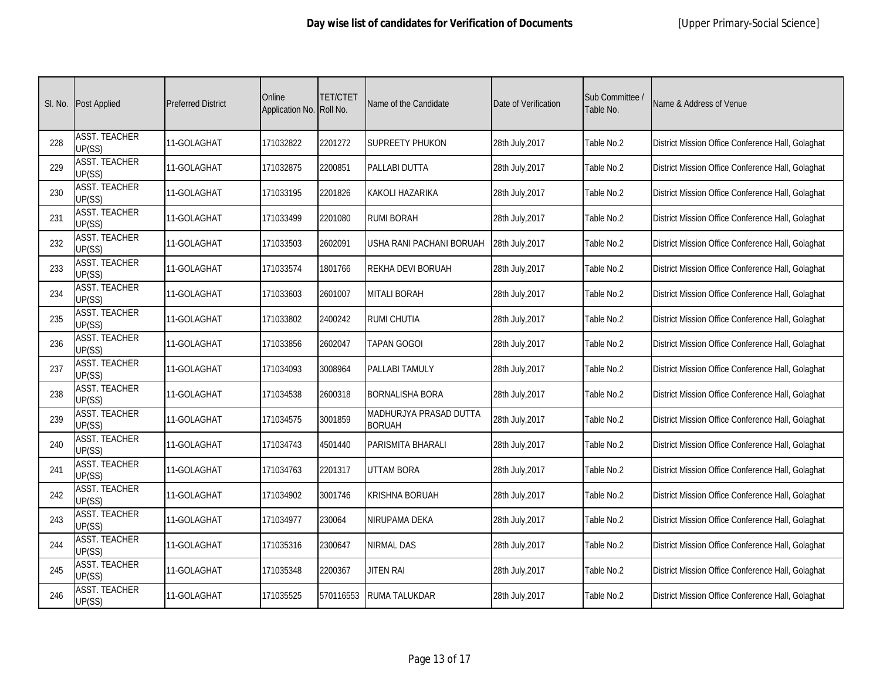**Day wise list of candidates for Verification of Documents** [Upper Primary-Social Science]

| Sl. No. | Post Applied | Preferred District | Online Application No. | TET/CTET Roll No. | Name of the Candidate | Date of Verification | Sub Committee / Table No. | Name & Address of Venue |
|---|---|---|---|---|---|---|---|---|
| 228 | ASST. TEACHER UP(SS) | 11-GOLAGHAT | 171032822 | 2201272 | SUPREETY PHUKON | 28th July,2017 | Table No.2 | District Mission Office Conference Hall, Golaghat |
| 229 | ASST. TEACHER UP(SS) | 11-GOLAGHAT | 171032875 | 2200851 | PALLABI DUTTA | 28th July,2017 | Table No.2 | District Mission Office Conference Hall, Golaghat |
| 230 | ASST. TEACHER UP(SS) | 11-GOLAGHAT | 171033195 | 2201826 | KAKOLI HAZARIKA | 28th July,2017 | Table No.2 | District Mission Office Conference Hall, Golaghat |
| 231 | ASST. TEACHER UP(SS) | 11-GOLAGHAT | 171033499 | 2201080 | RUMI BORAH | 28th July,2017 | Table No.2 | District Mission Office Conference Hall, Golaghat |
| 232 | ASST. TEACHER UP(SS) | 11-GOLAGHAT | 171033503 | 2602091 | USHA RANI PACHANI BORUAH | 28th July,2017 | Table No.2 | District Mission Office Conference Hall, Golaghat |
| 233 | ASST. TEACHER UP(SS) | 11-GOLAGHAT | 171033574 | 1801766 | REKHA DEVI BORUAH | 28th July,2017 | Table No.2 | District Mission Office Conference Hall, Golaghat |
| 234 | ASST. TEACHER UP(SS) | 11-GOLAGHAT | 171033603 | 2601007 | MITALI BORAH | 28th July,2017 | Table No.2 | District Mission Office Conference Hall, Golaghat |
| 235 | ASST. TEACHER UP(SS) | 11-GOLAGHAT | 171033802 | 2400242 | RUMI CHUTIA | 28th July,2017 | Table No.2 | District Mission Office Conference Hall, Golaghat |
| 236 | ASST. TEACHER UP(SS) | 11-GOLAGHAT | 171033856 | 2602047 | TAPAN GOGOI | 28th July,2017 | Table No.2 | District Mission Office Conference Hall, Golaghat |
| 237 | ASST. TEACHER UP(SS) | 11-GOLAGHAT | 171034093 | 3008964 | PALLABI TAMULY | 28th July,2017 | Table No.2 | District Mission Office Conference Hall, Golaghat |
| 238 | ASST. TEACHER UP(SS) | 11-GOLAGHAT | 171034538 | 2600318 | BORNALISHA BORA | 28th July,2017 | Table No.2 | District Mission Office Conference Hall, Golaghat |
| 239 | ASST. TEACHER UP(SS) | 11-GOLAGHAT | 171034575 | 3001859 | MADHURJYA PRASAD DUTTA BORUAH | 28th July,2017 | Table No.2 | District Mission Office Conference Hall, Golaghat |
| 240 | ASST. TEACHER UP(SS) | 11-GOLAGHAT | 171034743 | 4501440 | PARISMITA BHARALI | 28th July,2017 | Table No.2 | District Mission Office Conference Hall, Golaghat |
| 241 | ASST. TEACHER UP(SS) | 11-GOLAGHAT | 171034763 | 2201317 | UTTAM BORA | 28th July,2017 | Table No.2 | District Mission Office Conference Hall, Golaghat |
| 242 | ASST. TEACHER UP(SS) | 11-GOLAGHAT | 171034902 | 3001746 | KRISHNA BORUAH | 28th July,2017 | Table No.2 | District Mission Office Conference Hall, Golaghat |
| 243 | ASST. TEACHER UP(SS) | 11-GOLAGHAT | 171034977 | 230064 | NIRUPAMA DEKA | 28th July,2017 | Table No.2 | District Mission Office Conference Hall, Golaghat |
| 244 | ASST. TEACHER UP(SS) | 11-GOLAGHAT | 171035316 | 2300647 | NIRMAL DAS | 28th July,2017 | Table No.2 | District Mission Office Conference Hall, Golaghat |
| 245 | ASST. TEACHER UP(SS) | 11-GOLAGHAT | 171035348 | 2200367 | JITEN RAI | 28th July,2017 | Table No.2 | District Mission Office Conference Hall, Golaghat |
| 246 | ASST. TEACHER UP(SS) | 11-GOLAGHAT | 171035525 | 570116553 | RUMA TALUKDAR | 28th July,2017 | Table No.2 | District Mission Office Conference Hall, Golaghat |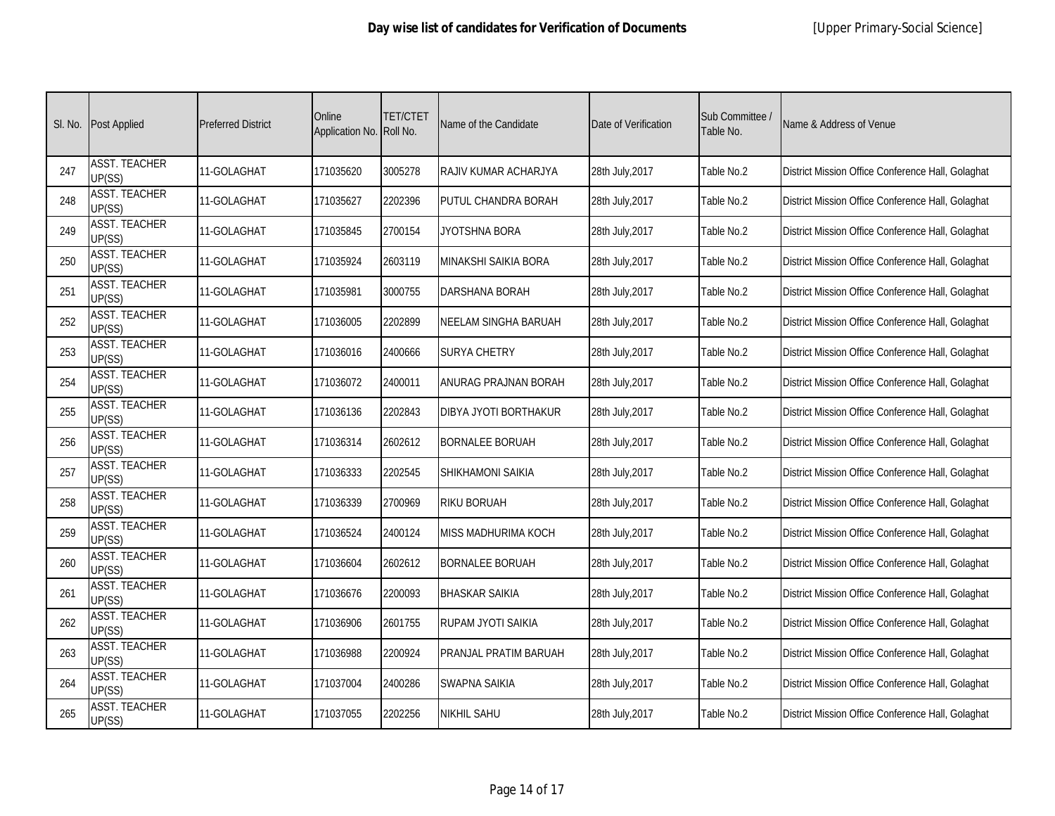**Day wise list of candidates for Verification of Documents** [Upper Primary-Social Science]

| Sl. No. | Post Applied | Preferred District | Online Application No. | TET/CTET Roll No. | Name of the Candidate | Date of Verification | Sub Committee / Table No. | Name & Address of Venue |
|---|---|---|---|---|---|---|---|---|
| 247 | ASST. TEACHER UP(SS) | 11-GOLAGHAT | 171035620 | 3005278 | RAJIV KUMAR ACHARJYA | 28th July,2017 | Table No.2 | District Mission Office Conference Hall, Golaghat |
| 248 | ASST. TEACHER UP(SS) | 11-GOLAGHAT | 171035627 | 2202396 | PUTUL CHANDRA BORAH | 28th July,2017 | Table No.2 | District Mission Office Conference Hall, Golaghat |
| 249 | ASST. TEACHER UP(SS) | 11-GOLAGHAT | 171035845 | 2700154 | JYOTSHNA BORA | 28th July,2017 | Table No.2 | District Mission Office Conference Hall, Golaghat |
| 250 | ASST. TEACHER UP(SS) | 11-GOLAGHAT | 171035924 | 2603119 | MINAKSHI SAIKIA BORA | 28th July,2017 | Table No.2 | District Mission Office Conference Hall, Golaghat |
| 251 | ASST. TEACHER UP(SS) | 11-GOLAGHAT | 171035981 | 3000755 | DARSHANA BORAH | 28th July,2017 | Table No.2 | District Mission Office Conference Hall, Golaghat |
| 252 | ASST. TEACHER UP(SS) | 11-GOLAGHAT | 171036005 | 2202899 | NEELAM SINGHA BARUAH | 28th July,2017 | Table No.2 | District Mission Office Conference Hall, Golaghat |
| 253 | ASST. TEACHER UP(SS) | 11-GOLAGHAT | 171036016 | 2400666 | SURYA CHETRY | 28th July,2017 | Table No.2 | District Mission Office Conference Hall, Golaghat |
| 254 | ASST. TEACHER UP(SS) | 11-GOLAGHAT | 171036072 | 2400011 | ANURAG PRAJNAN BORAH | 28th July,2017 | Table No.2 | District Mission Office Conference Hall, Golaghat |
| 255 | ASST. TEACHER UP(SS) | 11-GOLAGHAT | 171036136 | 2202843 | DIBYA JYOTI BORTHAKUR | 28th July,2017 | Table No.2 | District Mission Office Conference Hall, Golaghat |
| 256 | ASST. TEACHER UP(SS) | 11-GOLAGHAT | 171036314 | 2602612 | BORNALEE BORUAH | 28th July,2017 | Table No.2 | District Mission Office Conference Hall, Golaghat |
| 257 | ASST. TEACHER UP(SS) | 11-GOLAGHAT | 171036333 | 2202545 | SHIKHAMONI SAIKIA | 28th July,2017 | Table No.2 | District Mission Office Conference Hall, Golaghat |
| 258 | ASST. TEACHER UP(SS) | 11-GOLAGHAT | 171036339 | 2700969 | RIKU BORUAH | 28th July,2017 | Table No.2 | District Mission Office Conference Hall, Golaghat |
| 259 | ASST. TEACHER UP(SS) | 11-GOLAGHAT | 171036524 | 2400124 | MISS MADHURIMA KOCH | 28th July,2017 | Table No.2 | District Mission Office Conference Hall, Golaghat |
| 260 | ASST. TEACHER UP(SS) | 11-GOLAGHAT | 171036604 | 2602612 | BORNALEE BORUAH | 28th July,2017 | Table No.2 | District Mission Office Conference Hall, Golaghat |
| 261 | ASST. TEACHER UP(SS) | 11-GOLAGHAT | 171036676 | 2200093 | BHASKAR SAIKIA | 28th July,2017 | Table No.2 | District Mission Office Conference Hall, Golaghat |
| 262 | ASST. TEACHER UP(SS) | 11-GOLAGHAT | 171036906 | 2601755 | RUPAM JYOTI SAIKIA | 28th July,2017 | Table No.2 | District Mission Office Conference Hall, Golaghat |
| 263 | ASST. TEACHER UP(SS) | 11-GOLAGHAT | 171036988 | 2200924 | PRANJAL PRATIM BARUAH | 28th July,2017 | Table No.2 | District Mission Office Conference Hall, Golaghat |
| 264 | ASST. TEACHER UP(SS) | 11-GOLAGHAT | 171037004 | 2400286 | SWAPNA SAIKIA | 28th July,2017 | Table No.2 | District Mission Office Conference Hall, Golaghat |
| 265 | ASST. TEACHER UP(SS) | 11-GOLAGHAT | 171037055 | 2202256 | NIKHIL SAHU | 28th July,2017 | Table No.2 | District Mission Office Conference Hall, Golaghat |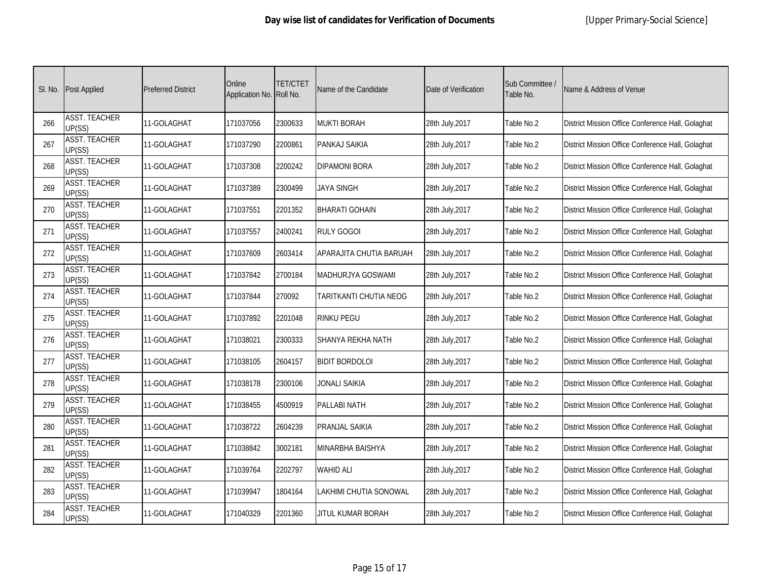**Day wise list of candidates for Verification of Documents** [Upper Primary-Social Science]

| Sl. No. | Post Applied | Preferred District | Online Application No. | TET/CTET Roll No. | Name of the Candidate | Date of Verification | Sub Committee / Table No. | Name & Address of Venue |
|---|---|---|---|---|---|---|---|---|
| 266 | ASST. TEACHER UP(SS) | 11-GOLAGHAT | 171037056 | 2300633 | MUKTI BORAH | 28th July,2017 | Table No.2 | District Mission Office Conference Hall, Golaghat |
| 267 | ASST. TEACHER UP(SS) | 11-GOLAGHAT | 171037290 | 2200861 | PANKAJ SAIKIA | 28th July,2017 | Table No.2 | District Mission Office Conference Hall, Golaghat |
| 268 | ASST. TEACHER UP(SS) | 11-GOLAGHAT | 171037308 | 2200242 | DIPAMONI BORA | 28th July,2017 | Table No.2 | District Mission Office Conference Hall, Golaghat |
| 269 | ASST. TEACHER UP(SS) | 11-GOLAGHAT | 171037389 | 2300499 | JAYA SINGH | 28th July,2017 | Table No.2 | District Mission Office Conference Hall, Golaghat |
| 270 | ASST. TEACHER UP(SS) | 11-GOLAGHAT | 171037551 | 2201352 | BHARATI GOHAIN | 28th July,2017 | Table No.2 | District Mission Office Conference Hall, Golaghat |
| 271 | ASST. TEACHER UP(SS) | 11-GOLAGHAT | 171037557 | 2400241 | RULY GOGOI | 28th July,2017 | Table No.2 | District Mission Office Conference Hall, Golaghat |
| 272 | ASST. TEACHER UP(SS) | 11-GOLAGHAT | 171037609 | 2603414 | APARAJITA CHUTIA BARUAH | 28th July,2017 | Table No.2 | District Mission Office Conference Hall, Golaghat |
| 273 | ASST. TEACHER UP(SS) | 11-GOLAGHAT | 171037842 | 2700184 | MADHURJYA GOSWAMI | 28th July,2017 | Table No.2 | District Mission Office Conference Hall, Golaghat |
| 274 | ASST. TEACHER UP(SS) | 11-GOLAGHAT | 171037844 | 270092 | TARITKANTI CHUTIA NEOG | 28th July,2017 | Table No.2 | District Mission Office Conference Hall, Golaghat |
| 275 | ASST. TEACHER UP(SS) | 11-GOLAGHAT | 171037892 | 2201048 | RINKU PEGU | 28th July,2017 | Table No.2 | District Mission Office Conference Hall, Golaghat |
| 276 | ASST. TEACHER UP(SS) | 11-GOLAGHAT | 171038021 | 2300333 | SHANYA REKHA NATH | 28th July,2017 | Table No.2 | District Mission Office Conference Hall, Golaghat |
| 277 | ASST. TEACHER UP(SS) | 11-GOLAGHAT | 171038105 | 2604157 | BIDIT BORDOLOI | 28th July,2017 | Table No.2 | District Mission Office Conference Hall, Golaghat |
| 278 | ASST. TEACHER UP(SS) | 11-GOLAGHAT | 171038178 | 2300106 | JONALI SAIKIA | 28th July,2017 | Table No.2 | District Mission Office Conference Hall, Golaghat |
| 279 | ASST. TEACHER UP(SS) | 11-GOLAGHAT | 171038455 | 4500919 | PALLABI NATH | 28th July,2017 | Table No.2 | District Mission Office Conference Hall, Golaghat |
| 280 | ASST. TEACHER UP(SS) | 11-GOLAGHAT | 171038722 | 2604239 | PRANJAL SAIKIA | 28th July,2017 | Table No.2 | District Mission Office Conference Hall, Golaghat |
| 281 | ASST. TEACHER UP(SS) | 11-GOLAGHAT | 171038842 | 3002181 | MINARBHA BAISHYA | 28th July,2017 | Table No.2 | District Mission Office Conference Hall, Golaghat |
| 282 | ASST. TEACHER UP(SS) | 11-GOLAGHAT | 171039764 | 2202797 | WAHID ALI | 28th July,2017 | Table No.2 | District Mission Office Conference Hall, Golaghat |
| 283 | ASST. TEACHER UP(SS) | 11-GOLAGHAT | 171039947 | 1804164 | LAKHIMI CHUTIA SONOWAL | 28th July,2017 | Table No.2 | District Mission Office Conference Hall, Golaghat |
| 284 | ASST. TEACHER UP(SS) | 11-GOLAGHAT | 171040329 | 2201360 | JITUL KUMAR BORAH | 28th July,2017 | Table No.2 | District Mission Office Conference Hall, Golaghat |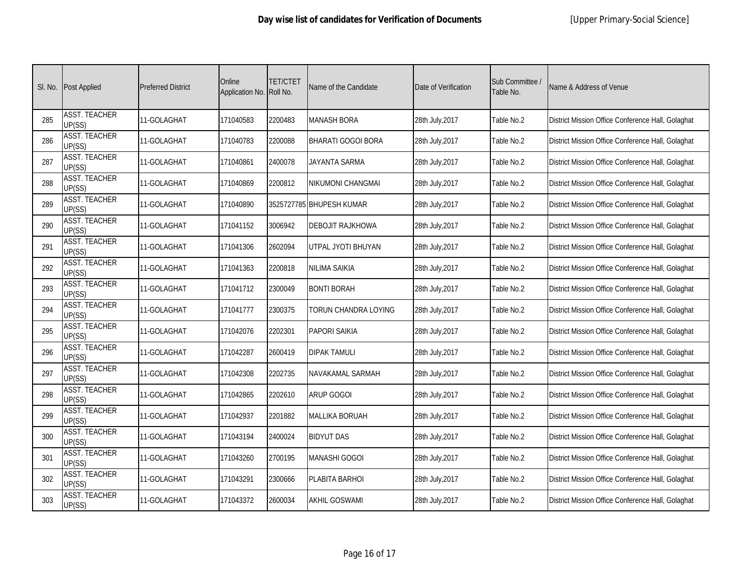**Day wise list of candidates for Verification of Documents** [Upper Primary-Social Science]

| Sl. No. | Post Applied | Preferred District | Online Application No. | TET/CTET Roll No. | Name of the Candidate | Date of Verification | Sub Committee / Table No. | Name & Address of Venue |
|---|---|---|---|---|---|---|---|---|
| 285 | ASST. TEACHER UP(SS) | 11-GOLAGHAT | 171040583 | 2200483 | MANASH BORA | 28th July,2017 | Table No.2 | District Mission Office Conference Hall, Golaghat |
| 286 | ASST. TEACHER UP(SS) | 11-GOLAGHAT | 171040783 | 2200088 | BHARATI GOGOI BORA | 28th July,2017 | Table No.2 | District Mission Office Conference Hall, Golaghat |
| 287 | ASST. TEACHER UP(SS) | 11-GOLAGHAT | 171040861 | 2400078 | JAYANTA SARMA | 28th July,2017 | Table No.2 | District Mission Office Conference Hall, Golaghat |
| 288 | ASST. TEACHER UP(SS) | 11-GOLAGHAT | 171040869 | 2200812 | NIKUMONI CHANGMAI | 28th July,2017 | Table No.2 | District Mission Office Conference Hall, Golaghat |
| 289 | ASST. TEACHER UP(SS) | 11-GOLAGHAT | 171040890 | 3525727785 | BHUPESH KUMAR | 28th July,2017 | Table No.2 | District Mission Office Conference Hall, Golaghat |
| 290 | ASST. TEACHER UP(SS) | 11-GOLAGHAT | 171041152 | 3006942 | DEBOJIT RAJKHOWA | 28th July,2017 | Table No.2 | District Mission Office Conference Hall, Golaghat |
| 291 | ASST. TEACHER UP(SS) | 11-GOLAGHAT | 171041306 | 2602094 | UTPAL JYOTI BHUYAN | 28th July,2017 | Table No.2 | District Mission Office Conference Hall, Golaghat |
| 292 | ASST. TEACHER UP(SS) | 11-GOLAGHAT | 171041363 | 2200818 | NILIMA SAIKIA | 28th July,2017 | Table No.2 | District Mission Office Conference Hall, Golaghat |
| 293 | ASST. TEACHER UP(SS) | 11-GOLAGHAT | 171041712 | 2300049 | BONTI BORAH | 28th July,2017 | Table No.2 | District Mission Office Conference Hall, Golaghat |
| 294 | ASST. TEACHER UP(SS) | 11-GOLAGHAT | 171041777 | 2300375 | TORUN CHANDRA LOYING | 28th July,2017 | Table No.2 | District Mission Office Conference Hall, Golaghat |
| 295 | ASST. TEACHER UP(SS) | 11-GOLAGHAT | 171042076 | 2202301 | PAPORI SAIKIA | 28th July,2017 | Table No.2 | District Mission Office Conference Hall, Golaghat |
| 296 | ASST. TEACHER UP(SS) | 11-GOLAGHAT | 171042287 | 2600419 | DIPAK TAMULI | 28th July,2017 | Table No.2 | District Mission Office Conference Hall, Golaghat |
| 297 | ASST. TEACHER UP(SS) | 11-GOLAGHAT | 171042308 | 2202735 | NAVAKAMAL SARMAH | 28th July,2017 | Table No.2 | District Mission Office Conference Hall, Golaghat |
| 298 | ASST. TEACHER UP(SS) | 11-GOLAGHAT | 171042865 | 2202610 | ARUP GOGOI | 28th July,2017 | Table No.2 | District Mission Office Conference Hall, Golaghat |
| 299 | ASST. TEACHER UP(SS) | 11-GOLAGHAT | 171042937 | 2201882 | MALLIKA BORUAH | 28th July,2017 | Table No.2 | District Mission Office Conference Hall, Golaghat |
| 300 | ASST. TEACHER UP(SS) | 11-GOLAGHAT | 171043194 | 2400024 | BIDYUT DAS | 28th July,2017 | Table No.2 | District Mission Office Conference Hall, Golaghat |
| 301 | ASST. TEACHER UP(SS) | 11-GOLAGHAT | 171043260 | 2700195 | MANASHI GOGOI | 28th July,2017 | Table No.2 | District Mission Office Conference Hall, Golaghat |
| 302 | ASST. TEACHER UP(SS) | 11-GOLAGHAT | 171043291 | 2300666 | PLABITA BARHOI | 28th July,2017 | Table No.2 | District Mission Office Conference Hall, Golaghat |
| 303 | ASST. TEACHER UP(SS) | 11-GOLAGHAT | 171043372 | 2600034 | AKHIL GOSWAMI | 28th July,2017 | Table No.2 | District Mission Office Conference Hall, Golaghat |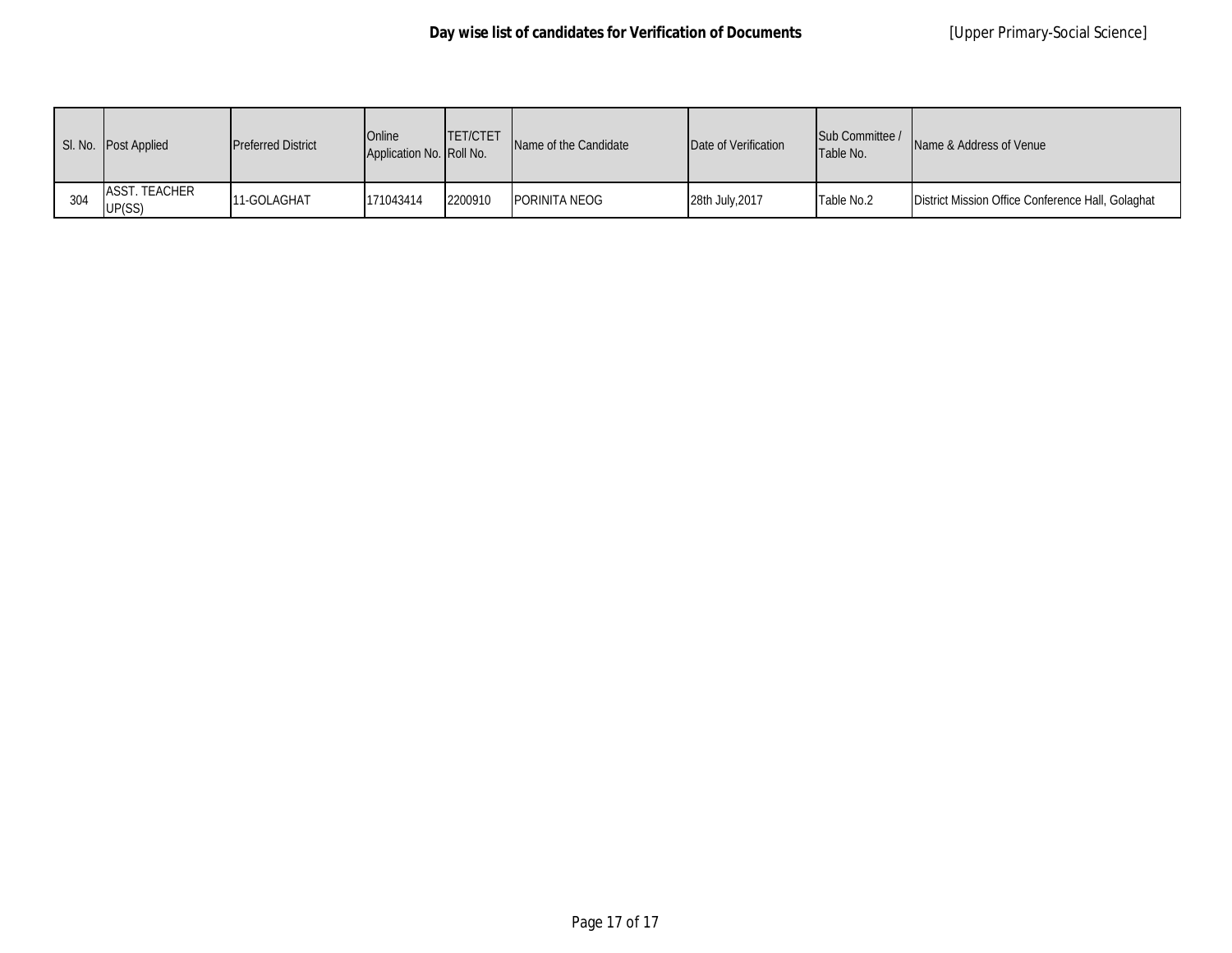**Day wise list of candidates for Verification of Documents** [Upper Primary-Social Science]

| Sl. No. | Post Applied | Preferred District | Online Application No. | TET/CTET Roll No. | Name of the Candidate | Date of Verification | Sub Committee / Table No. | Name & Address of Venue |
|---|---|---|---|---|---|---|---|---|
| 304 | ASST. TEACHER UP(SS) | 11-GOLAGHAT | 171043414 | 2200910 | PORINITA NEOG | 28th July,2017 | Table No.2 | District Mission Office Conference Hall, Golaghat |